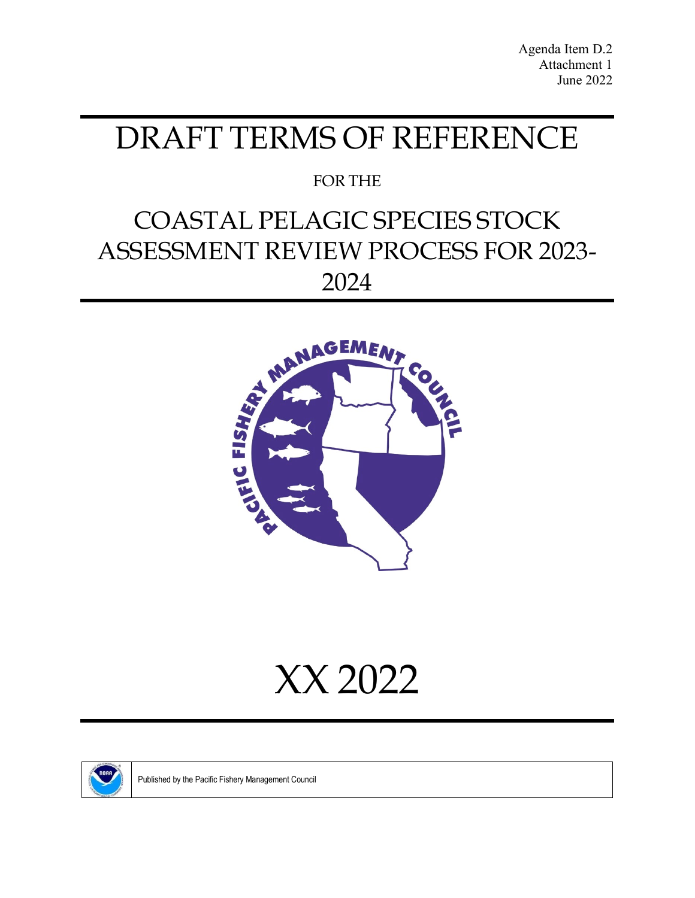Agenda Item D.2
Attachment 1
June 2022

# DRAFT TERMS OF REFERENCE

FOR THE

# COASTAL PELAGIC SPECIES STOCK ASSESSMENT REVIEW PROCESS FOR 2023-2024

XX 2022

Published by the Pacific Fishery Management Council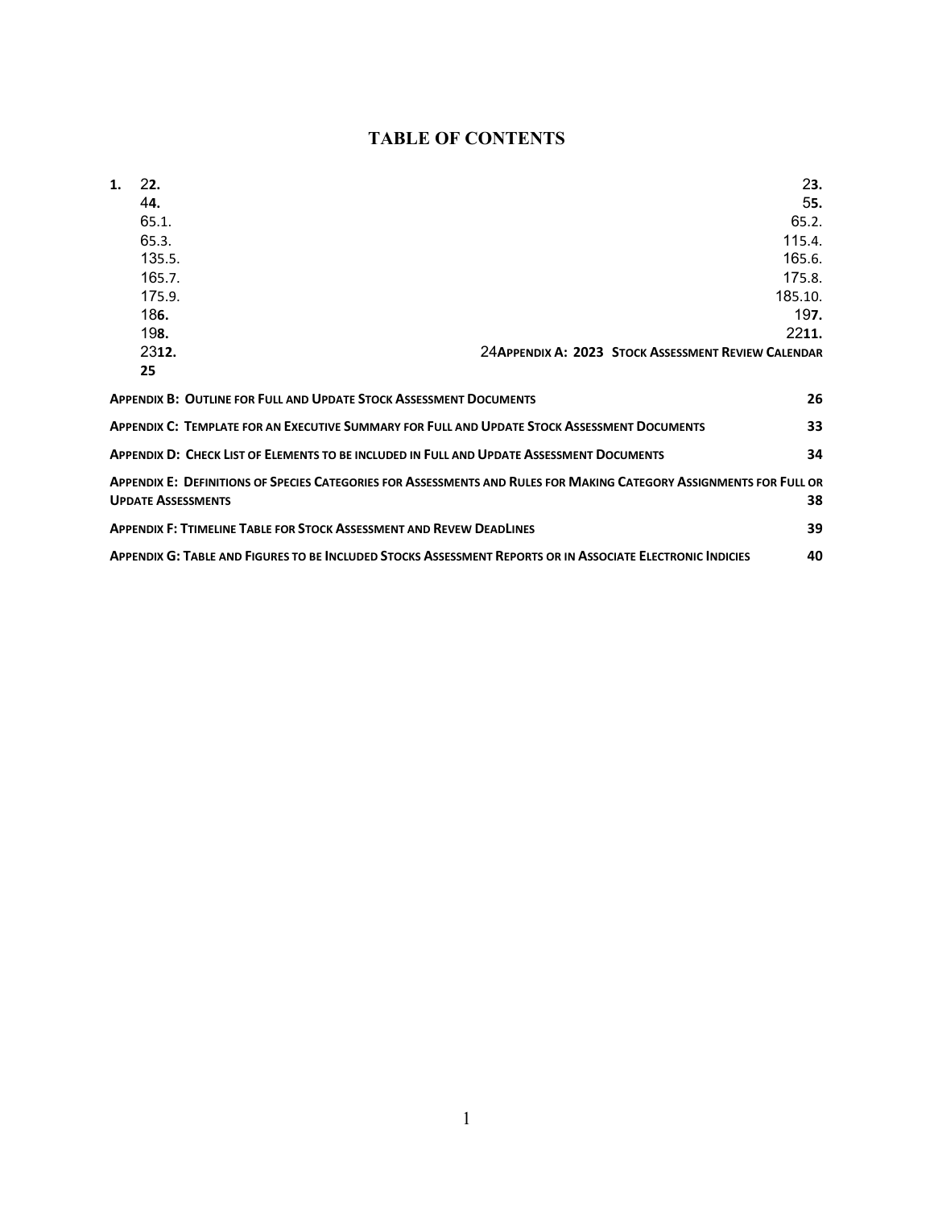# TABLE OF CONTENTS

1. 22. 23.
44. 55.
65.1. 65.2.
65.3. 115.4.
135.5. 165.6.
165.7. 175.8.
175.9. 185.10.
186. 197.
198. 2211.
2312. 24**Appendix A: 2023 Stock Assessment Review Calendar**
**25**

**Appendix B: Outline for Full and Update Stock Assessment Documents** 26

**Appendix C: Template for an Executive Summary for Full and Update Stock Assessment Documents** 33

**Appendix D: Check List of Elements to be included in Full and Update Assessment Documents** 34

**Appendix E: Definitions of Species Categories for Assessments and Rules for Making Category Assignments for Full or Update Assessments** 38

**Appendix F: Ttimeline Table for Stock Assessment and Revew DeadLines** 39

**Appendix G: Table and Figures to be Included Stocks Assessment Reports or in Associate Electronic Indicies** 40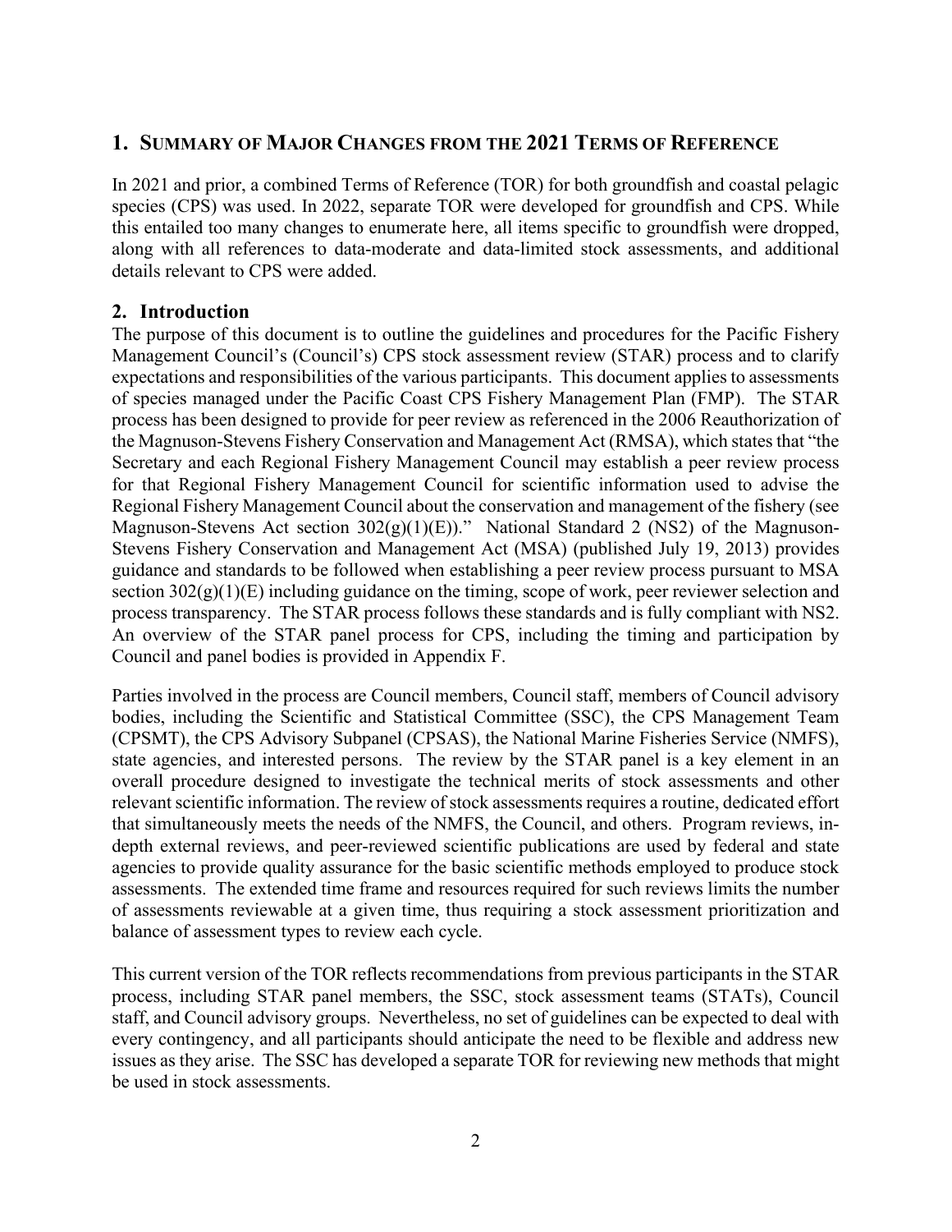## 1. Summary of Major Changes from the 2021 Terms of Reference

In 2021 and prior, a combined Terms of Reference (TOR) for both groundfish and coastal pelagic species (CPS) was used. In 2022, separate TOR were developed for groundfish and CPS. While this entailed too many changes to enumerate here, all items specific to groundfish were dropped, along with all references to data-moderate and data-limited stock assessments, and additional details relevant to CPS were added.

## 2. Introduction

The purpose of this document is to outline the guidelines and procedures for the Pacific Fishery Management Council's (Council's) CPS stock assessment review (STAR) process and to clarify expectations and responsibilities of the various participants. This document applies to assessments of species managed under the Pacific Coast CPS Fishery Management Plan (FMP). The STAR process has been designed to provide for peer review as referenced in the 2006 Reauthorization of the Magnuson-Stevens Fishery Conservation and Management Act (RMSA), which states that "the Secretary and each Regional Fishery Management Council may establish a peer review process for that Regional Fishery Management Council for scientific information used to advise the Regional Fishery Management Council about the conservation and management of the fishery (see Magnuson-Stevens Act section 302(g)(1)(E))." National Standard 2 (NS2) of the Magnuson-Stevens Fishery Conservation and Management Act (MSA) (published July 19, 2013) provides guidance and standards to be followed when establishing a peer review process pursuant to MSA section 302(g)(1)(E) including guidance on the timing, scope of work, peer reviewer selection and process transparency. The STAR process follows these standards and is fully compliant with NS2. An overview of the STAR panel process for CPS, including the timing and participation by Council and panel bodies is provided in Appendix F.

Parties involved in the process are Council members, Council staff, members of Council advisory bodies, including the Scientific and Statistical Committee (SSC), the CPS Management Team (CPSMT), the CPS Advisory Subpanel (CPSAS), the National Marine Fisheries Service (NMFS), state agencies, and interested persons. The review by the STAR panel is a key element in an overall procedure designed to investigate the technical merits of stock assessments and other relevant scientific information. The review of stock assessments requires a routine, dedicated effort that simultaneously meets the needs of the NMFS, the Council, and others. Program reviews, in-depth external reviews, and peer-reviewed scientific publications are used by federal and state agencies to provide quality assurance for the basic scientific methods employed to produce stock assessments. The extended time frame and resources required for such reviews limits the number of assessments reviewable at a given time, thus requiring a stock assessment prioritization and balance of assessment types to review each cycle.

This current version of the TOR reflects recommendations from previous participants in the STAR process, including STAR panel members, the SSC, stock assessment teams (STATs), Council staff, and Council advisory groups. Nevertheless, no set of guidelines can be expected to deal with every contingency, and all participants should anticipate the need to be flexible and address new issues as they arise. The SSC has developed a separate TOR for reviewing new methods that might be used in stock assessments.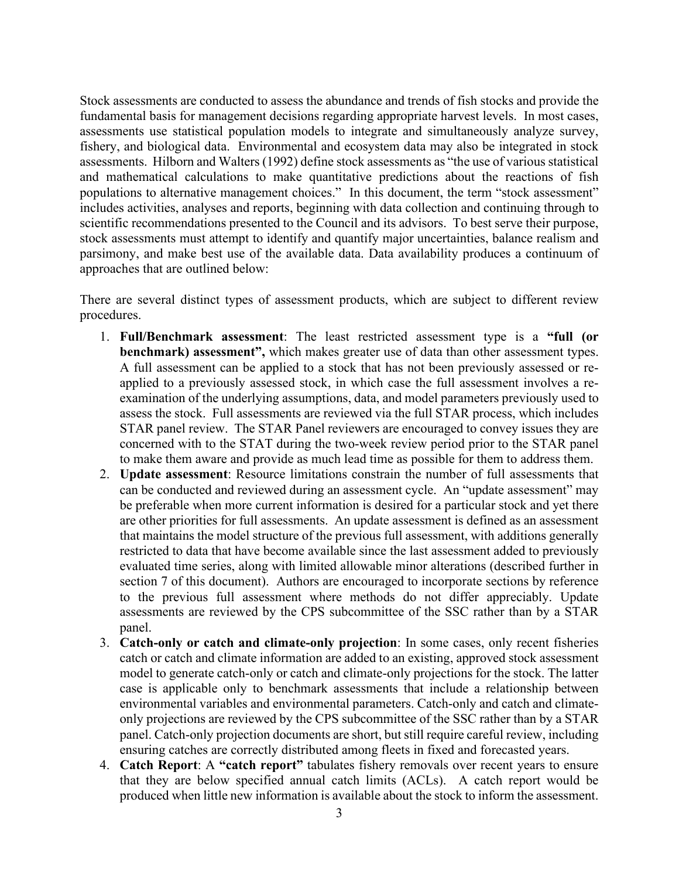Stock assessments are conducted to assess the abundance and trends of fish stocks and provide the fundamental basis for management decisions regarding appropriate harvest levels. In most cases, assessments use statistical population models to integrate and simultaneously analyze survey, fishery, and biological data. Environmental and ecosystem data may also be integrated in stock assessments. Hilborn and Walters (1992) define stock assessments as "the use of various statistical and mathematical calculations to make quantitative predictions about the reactions of fish populations to alternative management choices." In this document, the term "stock assessment" includes activities, analyses and reports, beginning with data collection and continuing through to scientific recommendations presented to the Council and its advisors. To best serve their purpose, stock assessments must attempt to identify and quantify major uncertainties, balance realism and parsimony, and make best use of the available data. Data availability produces a continuum of approaches that are outlined below:

There are several distinct types of assessment products, which are subject to different review procedures.

1. **Full/Benchmark assessment**: The least restricted assessment type is a **"full (or benchmark) assessment",** which makes greater use of data than other assessment types. A full assessment can be applied to a stock that has not been previously assessed or re-applied to a previously assessed stock, in which case the full assessment involves a re-examination of the underlying assumptions, data, and model parameters previously used to assess the stock. Full assessments are reviewed via the full STAR process, which includes STAR panel review. The STAR Panel reviewers are encouraged to convey issues they are concerned with to the STAT during the two-week review period prior to the STAR panel to make them aware and provide as much lead time as possible for them to address them.
2. **Update assessment**: Resource limitations constrain the number of full assessments that can be conducted and reviewed during an assessment cycle. An "update assessment" may be preferable when more current information is desired for a particular stock and yet there are other priorities for full assessments. An update assessment is defined as an assessment that maintains the model structure of the previous full assessment, with additions generally restricted to data that have become available since the last assessment added to previously evaluated time series, along with limited allowable minor alterations (described further in section 7 of this document). Authors are encouraged to incorporate sections by reference to the previous full assessment where methods do not differ appreciably. Update assessments are reviewed by the CPS subcommittee of the SSC rather than by a STAR panel.
3. **Catch-only or catch and climate-only projection**: In some cases, only recent fisheries catch or catch and climate information are added to an existing, approved stock assessment model to generate catch-only or catch and climate-only projections for the stock. The latter case is applicable only to benchmark assessments that include a relationship between environmental variables and environmental parameters. Catch-only and catch and climate-only projections are reviewed by the CPS subcommittee of the SSC rather than by a STAR panel. Catch-only projection documents are short, but still require careful review, including ensuring catches are correctly distributed among fleets in fixed and forecasted years.
4. **Catch Report**: A **"catch report"** tabulates fishery removals over recent years to ensure that they are below specified annual catch limits (ACLs). A catch report would be produced when little new information is available about the stock to inform the assessment.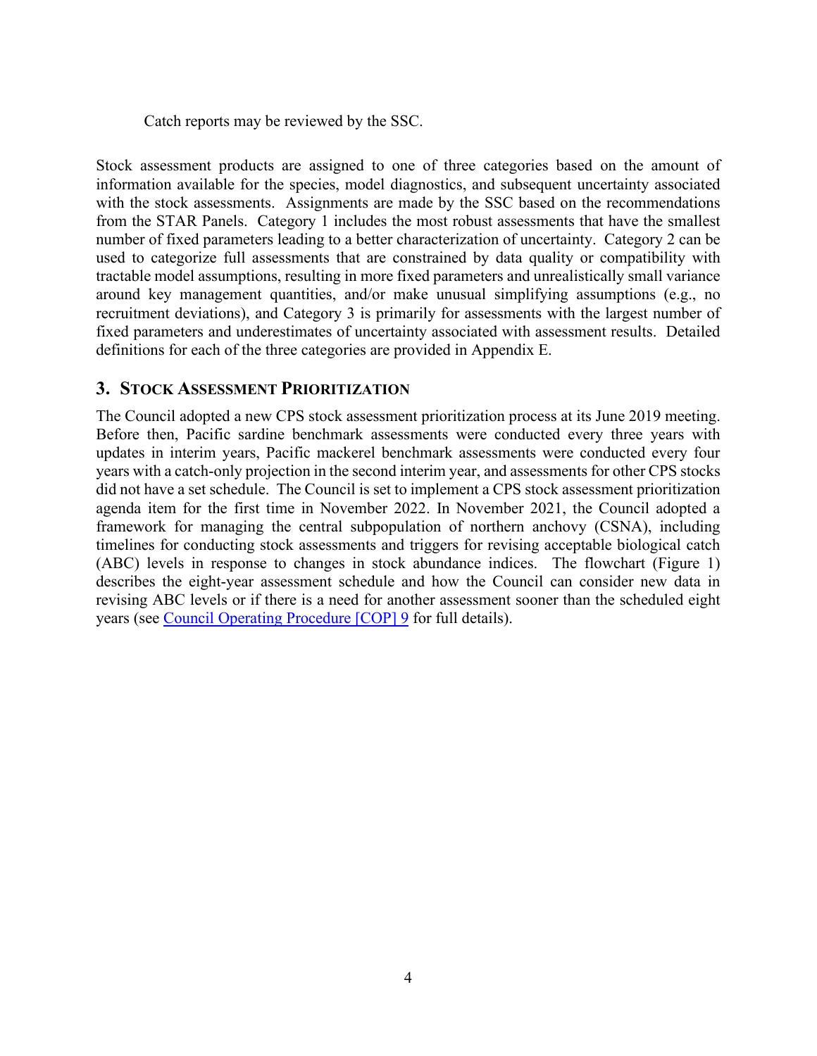Catch reports may be reviewed by the SSC.

Stock assessment products are assigned to one of three categories based on the amount of information available for the species, model diagnostics, and subsequent uncertainty associated with the stock assessments. Assignments are made by the SSC based on the recommendations from the STAR Panels. Category 1 includes the most robust assessments that have the smallest number of fixed parameters leading to a better characterization of uncertainty. Category 2 can be used to categorize full assessments that are constrained by data quality or compatibility with tractable model assumptions, resulting in more fixed parameters and unrealistically small variance around key management quantities, and/or make unusual simplifying assumptions (e.g., no recruitment deviations), and Category 3 is primarily for assessments with the largest number of fixed parameters and underestimates of uncertainty associated with assessment results. Detailed definitions for each of the three categories are provided in Appendix E.

## 3. Stock Assessment Prioritization

The Council adopted a new CPS stock assessment prioritization process at its June 2019 meeting. Before then, Pacific sardine benchmark assessments were conducted every three years with updates in interim years, Pacific mackerel benchmark assessments were conducted every four years with a catch-only projection in the second interim year, and assessments for other CPS stocks did not have a set schedule. The Council is set to implement a CPS stock assessment prioritization agenda item for the first time in November 2022. In November 2021, the Council adopted a framework for managing the central subpopulation of northern anchovy (CSNA), including timelines for conducting stock assessments and triggers for revising acceptable biological catch (ABC) levels in response to changes in stock abundance indices. The flowchart (Figure 1) describes the eight-year assessment schedule and how the Council can consider new data in revising ABC levels or if there is a need for another assessment sooner than the scheduled eight years (see Council Operating Procedure [COP] 9 for full details).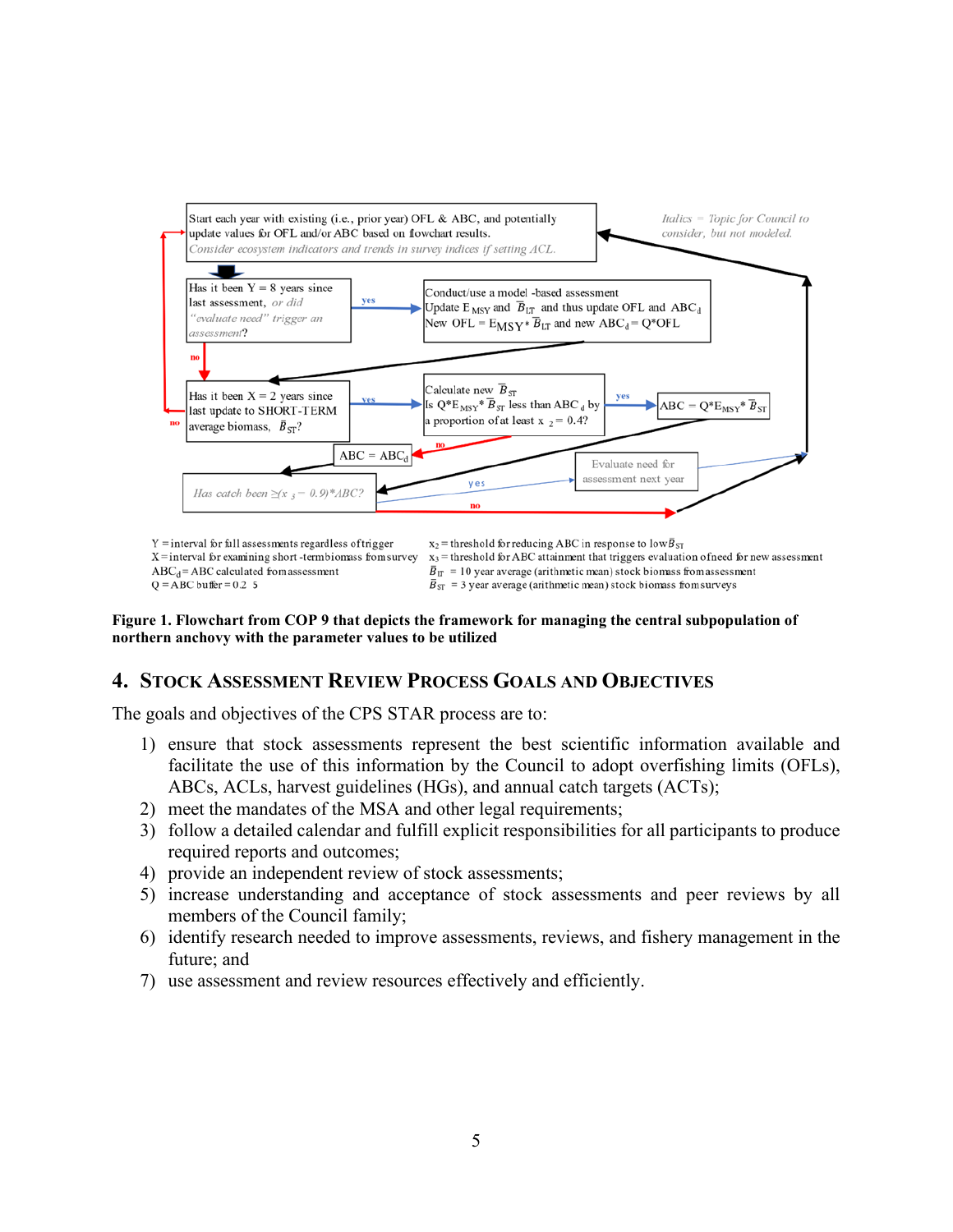Start each year with existing (i.e., prior year) OFL & ABC, and potentially update values for OFL and/or ABC based on flowchart results.
*Consider ecosystem indicators and trends in survey indices if setting ACL.*

*Italics = Topic for Council to consider, but not modeled.*

Has it been Y = 8 years since last assessment, *or did "evaluate need" trigger an assessment*?

yes → Conduct/use a model-based assessment
Update $E_{MSY}$ and $\bar{B}_{LT}$ and thus update OFL and $ABC_d$
New OFL = $E_{MSY} * \bar{B}_{LT}$ and new $ABC_d$ = Q*OFL

no ↓

Has it been X = 2 years since last update to SHORT-TERM average biomass, $\bar{B}_{ST}$?

yes → Calculate new $\bar{B}_{ST}$
Is $Q*E_{MSY}*\bar{B}_{ST}$ less than $ABC_d$ by a proportion of at least $x_2 = 0.4$?

yes → ABC = $Q*E_{MSY}*\bar{B}_{ST}$

no → ABC = $ABC_d$

*Has catch been ≥(x₃ = 0.9)\*ABC?*

yes → Evaluate need for assessment next year

no

Y = interval for full assessments regardless of trigger
X = interval for examining short-term biomass from survey
$ABC_d$ = ABC calculated from assessment
Q = ABC buffer = 0.25
$x_2$ = threshold for reducing ABC in response to low $\bar{B}_{ST}$
$x_3$ = threshold for ABC attainment that triggers evaluation of need for new assessment
$\bar{B}_{LT}$ = 10 year average (arithmetic mean) stock biomass from assessment
$\bar{B}_{ST}$ = 3 year average (arithmetic mean) stock biomass from surveys

**Figure 1. Flowchart from COP 9 that depicts the framework for managing the central subpopulation of northern anchovy with the parameter values to be utilized**

## 4. Stock Assessment Review Process Goals and Objectives

The goals and objectives of the CPS STAR process are to:

1) ensure that stock assessments represent the best scientific information available and facilitate the use of this information by the Council to adopt overfishing limits (OFLs), ABCs, ACLs, harvest guidelines (HGs), and annual catch targets (ACTs);
2) meet the mandates of the MSA and other legal requirements;
3) follow a detailed calendar and fulfill explicit responsibilities for all participants to produce required reports and outcomes;
4) provide an independent review of stock assessments;
5) increase understanding and acceptance of stock assessments and peer reviews by all members of the Council family;
6) identify research needed to improve assessments, reviews, and fishery management in the future; and
7) use assessment and review resources effectively and efficiently.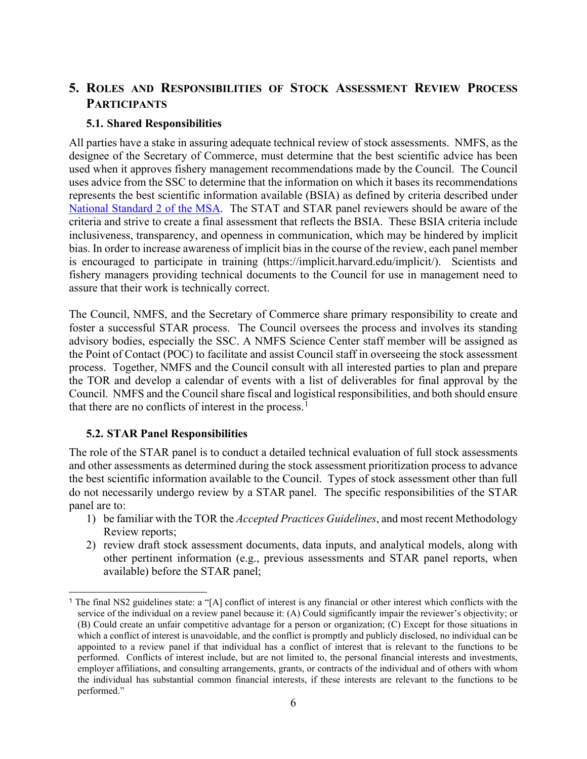## 5. Roles and Responsibilities of Stock Assessment Review Process Participants

### 5.1. Shared Responsibilities

All parties have a stake in assuring adequate technical review of stock assessments. NMFS, as the designee of the Secretary of Commerce, must determine that the best scientific advice has been used when it approves fishery management recommendations made by the Council. The Council uses advice from the SSC to determine that the information on which it bases its recommendations represents the best scientific information available (BSIA) as defined by criteria described under [National Standard 2 of the MSA](). The STAT and STAR panel reviewers should be aware of the criteria and strive to create a final assessment that reflects the BSIA. These BSIA criteria include inclusiveness, transparency, and openness in communication, which may be hindered by implicit bias. In order to increase awareness of implicit bias in the course of the review, each panel member is encouraged to participate in training (https://implicit.harvard.edu/implicit/). Scientists and fishery managers providing technical documents to the Council for use in management need to assure that their work is technically correct.

The Council, NMFS, and the Secretary of Commerce share primary responsibility to create and foster a successful STAR process. The Council oversees the process and involves its standing advisory bodies, especially the SSC. A NMFS Science Center staff member will be assigned as the Point of Contact (POC) to facilitate and assist Council staff in overseeing the stock assessment process. Together, NMFS and the Council consult with all interested parties to plan and prepare the TOR and develop a calendar of events with a list of deliverables for final approval by the Council. NMFS and the Council share fiscal and logistical responsibilities, and both should ensure that there are no conflicts of interest in the process.[1]

### 5.2. STAR Panel Responsibilities

The role of the STAR panel is to conduct a detailed technical evaluation of full stock assessments and other assessments as determined during the stock assessment prioritization process to advance the best scientific information available to the Council. Types of stock assessment other than full do not necessarily undergo review by a STAR panel. The specific responsibilities of the STAR panel are to:

1) be familiar with the TOR the *Accepted Practices Guidelines*, and most recent Methodology Review reports;
2) review draft stock assessment documents, data inputs, and analytical models, along with other pertinent information (e.g., previous assessments and STAR panel reports, when available) before the STAR panel;

---

[1] The final NS2 guidelines state: a "[A] conflict of interest is any financial or other interest which conflicts with the service of the individual on a review panel because it: (A) Could significantly impair the reviewer's objectivity; or (B) Could create an unfair competitive advantage for a person or organization; (C) Except for those situations in which a conflict of interest is unavoidable, and the conflict is promptly and publicly disclosed, no individual can be appointed to a review panel if that individual has a conflict of interest that is relevant to the functions to be performed. Conflicts of interest include, but are not limited to, the personal financial interests and investments, employer affiliations, and consulting arrangements, grants, or contracts of the individual and of others with whom the individual has substantial common financial interests, if these interests are relevant to the functions to be performed."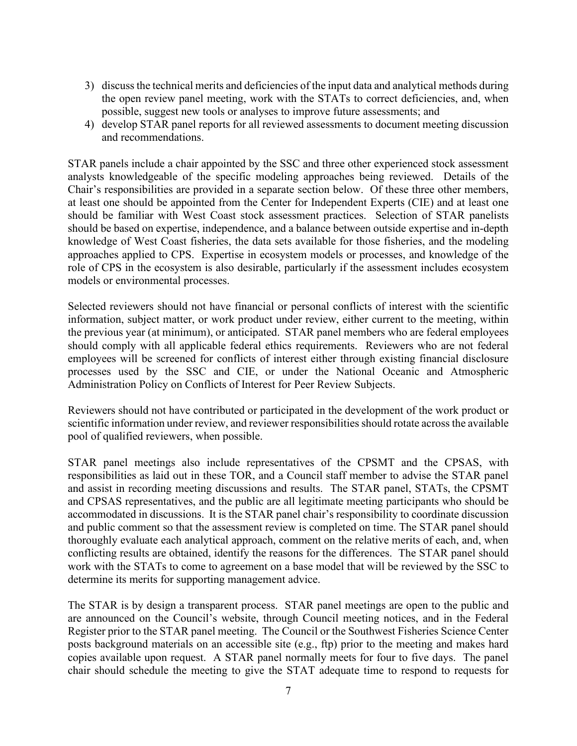3) discuss the technical merits and deficiencies of the input data and analytical methods during the open review panel meeting, work with the STATs to correct deficiencies, and, when possible, suggest new tools or analyses to improve future assessments; and
4) develop STAR panel reports for all reviewed assessments to document meeting discussion and recommendations.

STAR panels include a chair appointed by the SSC and three other experienced stock assessment analysts knowledgeable of the specific modeling approaches being reviewed. Details of the Chair's responsibilities are provided in a separate section below. Of these three other members, at least one should be appointed from the Center for Independent Experts (CIE) and at least one should be familiar with West Coast stock assessment practices. Selection of STAR panelists should be based on expertise, independence, and a balance between outside expertise and in-depth knowledge of West Coast fisheries, the data sets available for those fisheries, and the modeling approaches applied to CPS. Expertise in ecosystem models or processes, and knowledge of the role of CPS in the ecosystem is also desirable, particularly if the assessment includes ecosystem models or environmental processes.

Selected reviewers should not have financial or personal conflicts of interest with the scientific information, subject matter, or work product under review, either current to the meeting, within the previous year (at minimum), or anticipated. STAR panel members who are federal employees should comply with all applicable federal ethics requirements. Reviewers who are not federal employees will be screened for conflicts of interest either through existing financial disclosure processes used by the SSC and CIE, or under the National Oceanic and Atmospheric Administration Policy on Conflicts of Interest for Peer Review Subjects.

Reviewers should not have contributed or participated in the development of the work product or scientific information under review, and reviewer responsibilities should rotate across the available pool of qualified reviewers, when possible.

STAR panel meetings also include representatives of the CPSMT and the CPSAS, with responsibilities as laid out in these TOR, and a Council staff member to advise the STAR panel and assist in recording meeting discussions and results. The STAR panel, STATs, the CPSMT and CPSAS representatives, and the public are all legitimate meeting participants who should be accommodated in discussions. It is the STAR panel chair's responsibility to coordinate discussion and public comment so that the assessment review is completed on time. The STAR panel should thoroughly evaluate each analytical approach, comment on the relative merits of each, and, when conflicting results are obtained, identify the reasons for the differences. The STAR panel should work with the STATs to come to agreement on a base model that will be reviewed by the SSC to determine its merits for supporting management advice.

The STAR is by design a transparent process. STAR panel meetings are open to the public and are announced on the Council's website, through Council meeting notices, and in the Federal Register prior to the STAR panel meeting. The Council or the Southwest Fisheries Science Center posts background materials on an accessible site (e.g., ftp) prior to the meeting and makes hard copies available upon request. A STAR panel normally meets for four to five days. The panel chair should schedule the meeting to give the STAT adequate time to respond to requests for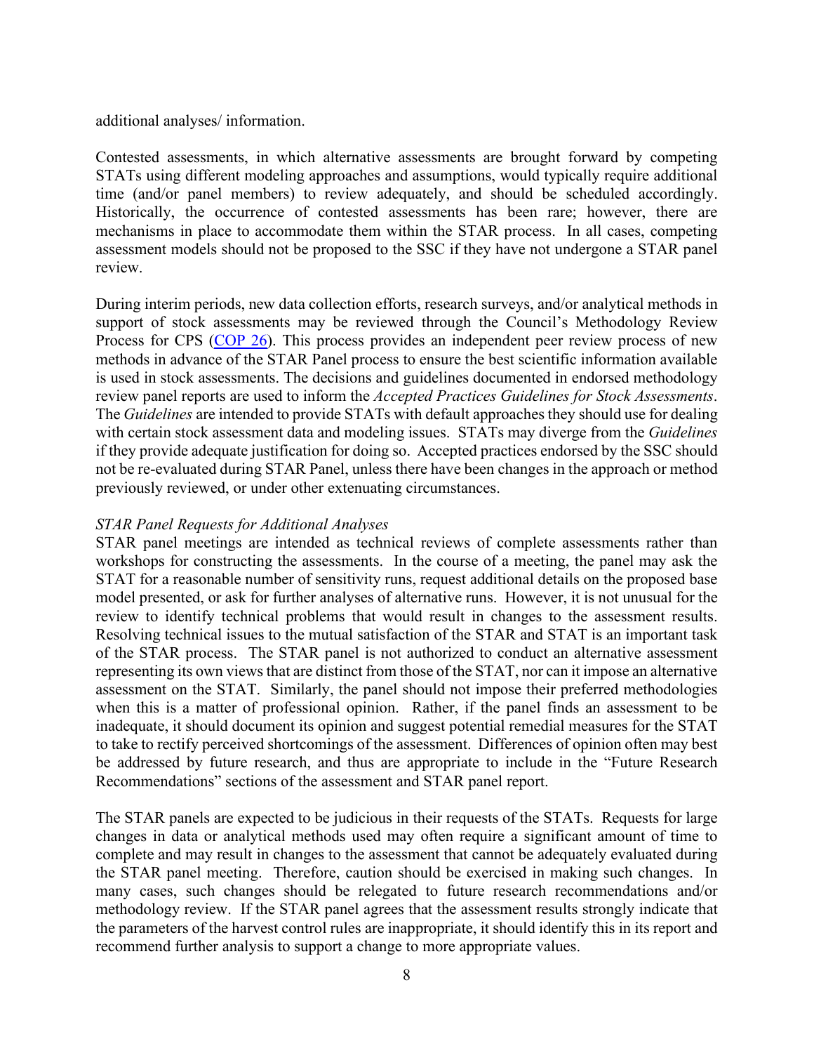additional analyses/ information.

Contested assessments, in which alternative assessments are brought forward by competing STATs using different modeling approaches and assumptions, would typically require additional time (and/or panel members) to review adequately, and should be scheduled accordingly. Historically, the occurrence of contested assessments has been rare; however, there are mechanisms in place to accommodate them within the STAR process. In all cases, competing assessment models should not be proposed to the SSC if they have not undergone a STAR panel review.

During interim periods, new data collection efforts, research surveys, and/or analytical methods in support of stock assessments may be reviewed through the Council's Methodology Review Process for CPS (COP 26). This process provides an independent peer review process of new methods in advance of the STAR Panel process to ensure the best scientific information available is used in stock assessments. The decisions and guidelines documented in endorsed methodology review panel reports are used to inform the *Accepted Practices Guidelines for Stock Assessments*. The *Guidelines* are intended to provide STATs with default approaches they should use for dealing with certain stock assessment data and modeling issues. STATs may diverge from the *Guidelines* if they provide adequate justification for doing so. Accepted practices endorsed by the SSC should not be re-evaluated during STAR Panel, unless there have been changes in the approach or method previously reviewed, or under other extenuating circumstances.

*STAR Panel Requests for Additional Analyses*

STAR panel meetings are intended as technical reviews of complete assessments rather than workshops for constructing the assessments. In the course of a meeting, the panel may ask the STAT for a reasonable number of sensitivity runs, request additional details on the proposed base model presented, or ask for further analyses of alternative runs. However, it is not unusual for the review to identify technical problems that would result in changes to the assessment results. Resolving technical issues to the mutual satisfaction of the STAR and STAT is an important task of the STAR process. The STAR panel is not authorized to conduct an alternative assessment representing its own views that are distinct from those of the STAT, nor can it impose an alternative assessment on the STAT. Similarly, the panel should not impose their preferred methodologies when this is a matter of professional opinion. Rather, if the panel finds an assessment to be inadequate, it should document its opinion and suggest potential remedial measures for the STAT to take to rectify perceived shortcomings of the assessment. Differences of opinion often may best be addressed by future research, and thus are appropriate to include in the "Future Research Recommendations" sections of the assessment and STAR panel report.

The STAR panels are expected to be judicious in their requests of the STATs. Requests for large changes in data or analytical methods used may often require a significant amount of time to complete and may result in changes to the assessment that cannot be adequately evaluated during the STAR panel meeting. Therefore, caution should be exercised in making such changes. In many cases, such changes should be relegated to future research recommendations and/or methodology review. If the STAR panel agrees that the assessment results strongly indicate that the parameters of the harvest control rules are inappropriate, it should identify this in its report and recommend further analysis to support a change to more appropriate values.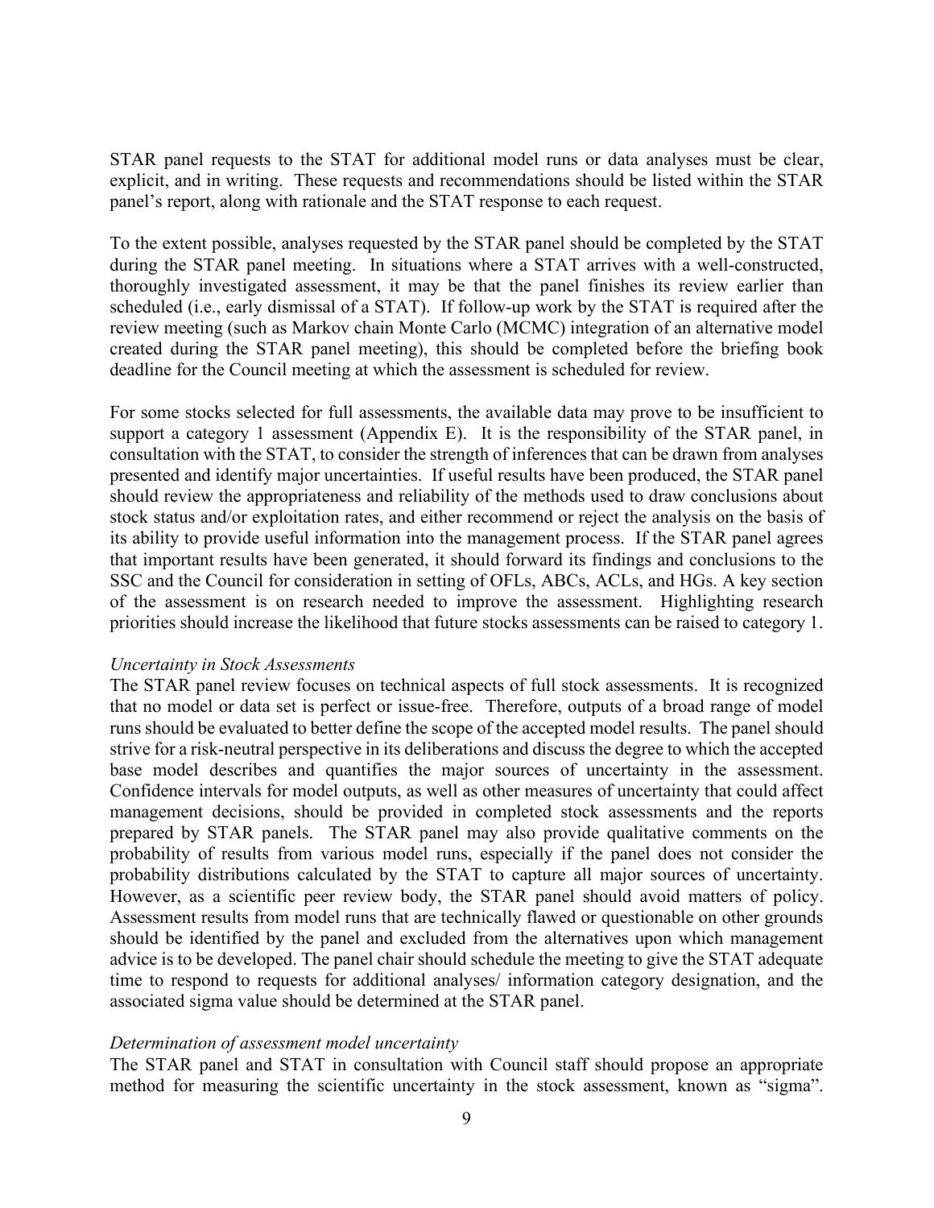STAR panel requests to the STAT for additional model runs or data analyses must be clear, explicit, and in writing. These requests and recommendations should be listed within the STAR panel's report, along with rationale and the STAT response to each request.

To the extent possible, analyses requested by the STAR panel should be completed by the STAT during the STAR panel meeting. In situations where a STAT arrives with a well-constructed, thoroughly investigated assessment, it may be that the panel finishes its review earlier than scheduled (i.e., early dismissal of a STAT). If follow-up work by the STAT is required after the review meeting (such as Markov chain Monte Carlo (MCMC) integration of an alternative model created during the STAR panel meeting), this should be completed before the briefing book deadline for the Council meeting at which the assessment is scheduled for review.

For some stocks selected for full assessments, the available data may prove to be insufficient to support a category 1 assessment (Appendix E). It is the responsibility of the STAR panel, in consultation with the STAT, to consider the strength of inferences that can be drawn from analyses presented and identify major uncertainties. If useful results have been produced, the STAR panel should review the appropriateness and reliability of the methods used to draw conclusions about stock status and/or exploitation rates, and either recommend or reject the analysis on the basis of its ability to provide useful information into the management process. If the STAR panel agrees that important results have been generated, it should forward its findings and conclusions to the SSC and the Council for consideration in setting of OFLs, ABCs, ACLs, and HGs. A key section of the assessment is on research needed to improve the assessment. Highlighting research priorities should increase the likelihood that future stocks assessments can be raised to category 1.

*Uncertainty in Stock Assessments*

The STAR panel review focuses on technical aspects of full stock assessments. It is recognized that no model or data set is perfect or issue-free. Therefore, outputs of a broad range of model runs should be evaluated to better define the scope of the accepted model results. The panel should strive for a risk-neutral perspective in its deliberations and discuss the degree to which the accepted base model describes and quantifies the major sources of uncertainty in the assessment. Confidence intervals for model outputs, as well as other measures of uncertainty that could affect management decisions, should be provided in completed stock assessments and the reports prepared by STAR panels. The STAR panel may also provide qualitative comments on the probability of results from various model runs, especially if the panel does not consider the probability distributions calculated by the STAT to capture all major sources of uncertainty. However, as a scientific peer review body, the STAR panel should avoid matters of policy. Assessment results from model runs that are technically flawed or questionable on other grounds should be identified by the panel and excluded from the alternatives upon which management advice is to be developed. The panel chair should schedule the meeting to give the STAT adequate time to respond to requests for additional analyses/ information category designation, and the associated sigma value should be determined at the STAR panel.

*Determination of assessment model uncertainty*

The STAR panel and STAT in consultation with Council staff should propose an appropriate method for measuring the scientific uncertainty in the stock assessment, known as "sigma".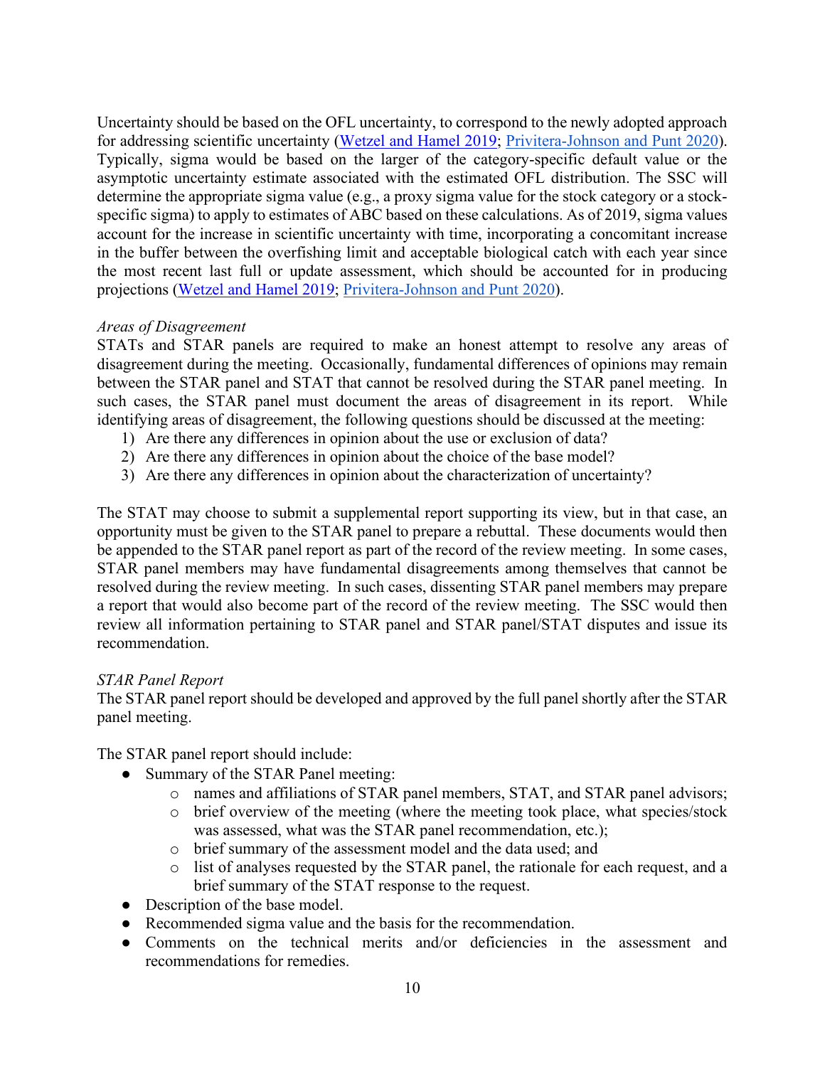Uncertainty should be based on the OFL uncertainty, to correspond to the newly adopted approach for addressing scientific uncertainty (Wetzel and Hamel 2019; Privitera-Johnson and Punt 2020). Typically, sigma would be based on the larger of the category-specific default value or the asymptotic uncertainty estimate associated with the estimated OFL distribution. The SSC will determine the appropriate sigma value (e.g., a proxy sigma value for the stock category or a stock-specific sigma) to apply to estimates of ABC based on these calculations. As of 2019, sigma values account for the increase in scientific uncertainty with time, incorporating a concomitant increase in the buffer between the overfishing limit and acceptable biological catch with each year since the most recent last full or update assessment, which should be accounted for in producing projections (Wetzel and Hamel 2019; Privitera-Johnson and Punt 2020).

*Areas of Disagreement*

STATs and STAR panels are required to make an honest attempt to resolve any areas of disagreement during the meeting. Occasionally, fundamental differences of opinions may remain between the STAR panel and STAT that cannot be resolved during the STAR panel meeting. In such cases, the STAR panel must document the areas of disagreement in its report. While identifying areas of disagreement, the following questions should be discussed at the meeting:

1) Are there any differences in opinion about the use or exclusion of data?
2) Are there any differences in opinion about the choice of the base model?
3) Are there any differences in opinion about the characterization of uncertainty?

The STAT may choose to submit a supplemental report supporting its view, but in that case, an opportunity must be given to the STAR panel to prepare a rebuttal. These documents would then be appended to the STAR panel report as part of the record of the review meeting. In some cases, STAR panel members may have fundamental disagreements among themselves that cannot be resolved during the review meeting. In such cases, dissenting STAR panel members may prepare a report that would also become part of the record of the review meeting. The SSC would then review all information pertaining to STAR panel and STAR panel/STAT disputes and issue its recommendation.

*STAR Panel Report*

The STAR panel report should be developed and approved by the full panel shortly after the STAR panel meeting.

The STAR panel report should include:

- Summary of the STAR Panel meeting:
  - names and affiliations of STAR panel members, STAT, and STAR panel advisors;
  - brief overview of the meeting (where the meeting took place, what species/stock was assessed, what was the STAR panel recommendation, etc.);
  - brief summary of the assessment model and the data used; and
  - list of analyses requested by the STAR panel, the rationale for each request, and a brief summary of the STAT response to the request.
- Description of the base model.
- Recommended sigma value and the basis for the recommendation.
- Comments on the technical merits and/or deficiencies in the assessment and recommendations for remedies.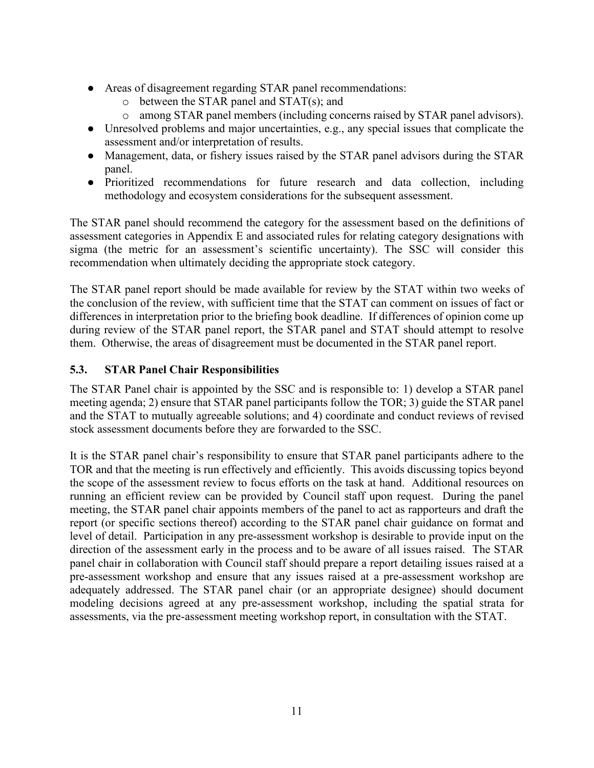- Areas of disagreement regarding STAR panel recommendations:
    - between the STAR panel and STAT(s); and
    - among STAR panel members (including concerns raised by STAR panel advisors).
- Unresolved problems and major uncertainties, e.g., any special issues that complicate the assessment and/or interpretation of results.
- Management, data, or fishery issues raised by the STAR panel advisors during the STAR panel.
- Prioritized recommendations for future research and data collection, including methodology and ecosystem considerations for the subsequent assessment.

The STAR panel should recommend the category for the assessment based on the definitions of assessment categories in Appendix E and associated rules for relating category designations with sigma (the metric for an assessment's scientific uncertainty). The SSC will consider this recommendation when ultimately deciding the appropriate stock category.

The STAR panel report should be made available for review by the STAT within two weeks of the conclusion of the review, with sufficient time that the STAT can comment on issues of fact or differences in interpretation prior to the briefing book deadline. If differences of opinion come up during review of the STAR panel report, the STAR panel and STAT should attempt to resolve them. Otherwise, the areas of disagreement must be documented in the STAR panel report.

### 5.3. STAR Panel Chair Responsibilities

The STAR Panel chair is appointed by the SSC and is responsible to: 1) develop a STAR panel meeting agenda; 2) ensure that STAR panel participants follow the TOR; 3) guide the STAR panel and the STAT to mutually agreeable solutions; and 4) coordinate and conduct reviews of revised stock assessment documents before they are forwarded to the SSC.

It is the STAR panel chair's responsibility to ensure that STAR panel participants adhere to the TOR and that the meeting is run effectively and efficiently. This avoids discussing topics beyond the scope of the assessment review to focus efforts on the task at hand. Additional resources on running an efficient review can be provided by Council staff upon request. During the panel meeting, the STAR panel chair appoints members of the panel to act as rapporteurs and draft the report (or specific sections thereof) according to the STAR panel chair guidance on format and level of detail. Participation in any pre-assessment workshop is desirable to provide input on the direction of the assessment early in the process and to be aware of all issues raised. The STAR panel chair in collaboration with Council staff should prepare a report detailing issues raised at a pre-assessment workshop and ensure that any issues raised at a pre-assessment workshop are adequately addressed. The STAR panel chair (or an appropriate designee) should document modeling decisions agreed at any pre-assessment workshop, including the spatial strata for assessments, via the pre-assessment meeting workshop report, in consultation with the STAT.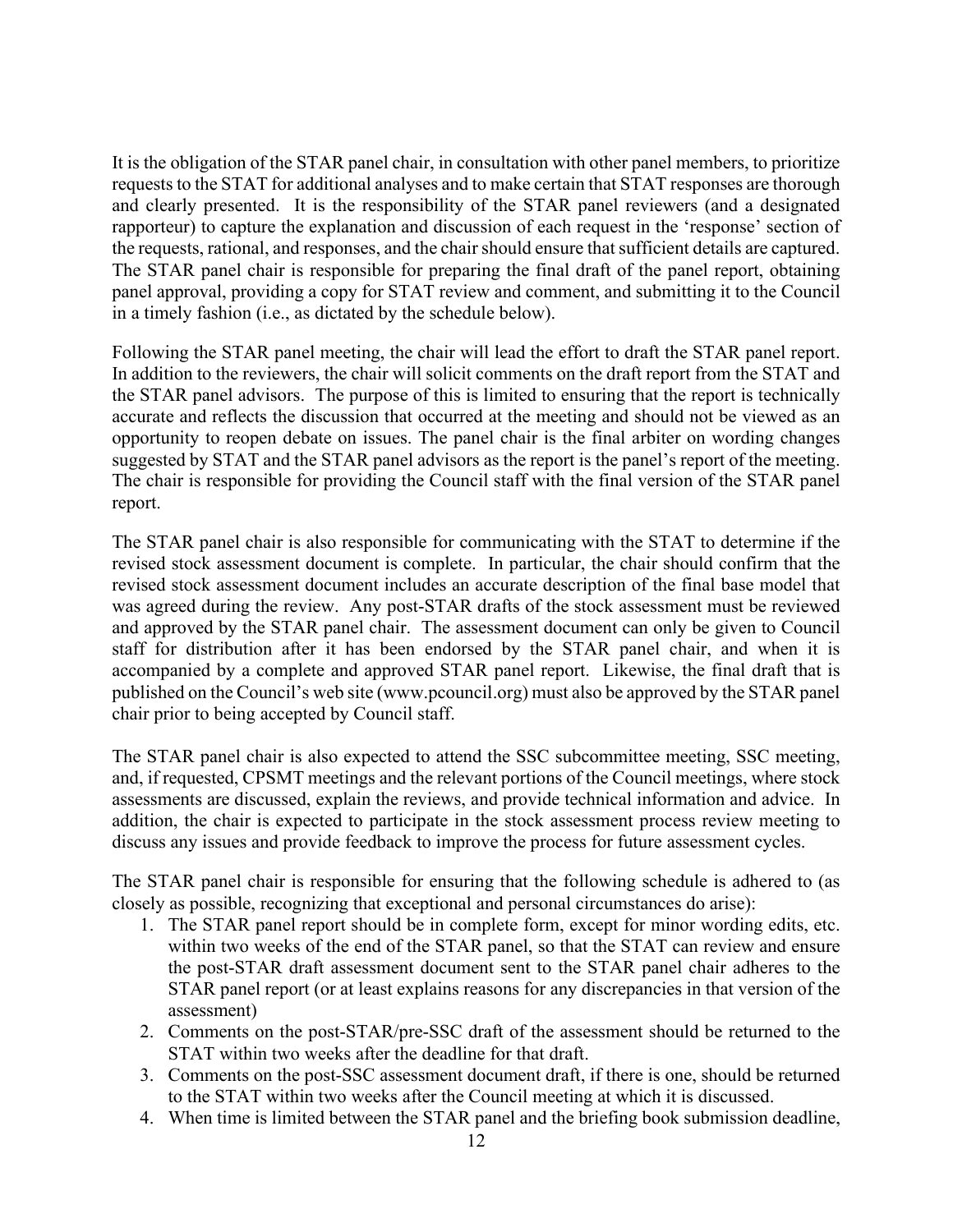It is the obligation of the STAR panel chair, in consultation with other panel members, to prioritize requests to the STAT for additional analyses and to make certain that STAT responses are thorough and clearly presented. It is the responsibility of the STAR panel reviewers (and a designated rapporteur) to capture the explanation and discussion of each request in the 'response' section of the requests, rational, and responses, and the chair should ensure that sufficient details are captured. The STAR panel chair is responsible for preparing the final draft of the panel report, obtaining panel approval, providing a copy for STAT review and comment, and submitting it to the Council in a timely fashion (i.e., as dictated by the schedule below).

Following the STAR panel meeting, the chair will lead the effort to draft the STAR panel report. In addition to the reviewers, the chair will solicit comments on the draft report from the STAT and the STAR panel advisors. The purpose of this is limited to ensuring that the report is technically accurate and reflects the discussion that occurred at the meeting and should not be viewed as an opportunity to reopen debate on issues. The panel chair is the final arbiter on wording changes suggested by STAT and the STAR panel advisors as the report is the panel's report of the meeting. The chair is responsible for providing the Council staff with the final version of the STAR panel report.

The STAR panel chair is also responsible for communicating with the STAT to determine if the revised stock assessment document is complete. In particular, the chair should confirm that the revised stock assessment document includes an accurate description of the final base model that was agreed during the review. Any post-STAR drafts of the stock assessment must be reviewed and approved by the STAR panel chair. The assessment document can only be given to Council staff for distribution after it has been endorsed by the STAR panel chair, and when it is accompanied by a complete and approved STAR panel report. Likewise, the final draft that is published on the Council's web site (www.pcouncil.org) must also be approved by the STAR panel chair prior to being accepted by Council staff.

The STAR panel chair is also expected to attend the SSC subcommittee meeting, SSC meeting, and, if requested, CPSMT meetings and the relevant portions of the Council meetings, where stock assessments are discussed, explain the reviews, and provide technical information and advice. In addition, the chair is expected to participate in the stock assessment process review meeting to discuss any issues and provide feedback to improve the process for future assessment cycles.

The STAR panel chair is responsible for ensuring that the following schedule is adhered to (as closely as possible, recognizing that exceptional and personal circumstances do arise):

1. The STAR panel report should be in complete form, except for minor wording edits, etc. within two weeks of the end of the STAR panel, so that the STAT can review and ensure the post-STAR draft assessment document sent to the STAR panel chair adheres to the STAR panel report (or at least explains reasons for any discrepancies in that version of the assessment)
2. Comments on the post-STAR/pre-SSC draft of the assessment should be returned to the STAT within two weeks after the deadline for that draft.
3. Comments on the post-SSC assessment document draft, if there is one, should be returned to the STAT within two weeks after the Council meeting at which it is discussed.
4. When time is limited between the STAR panel and the briefing book submission deadline,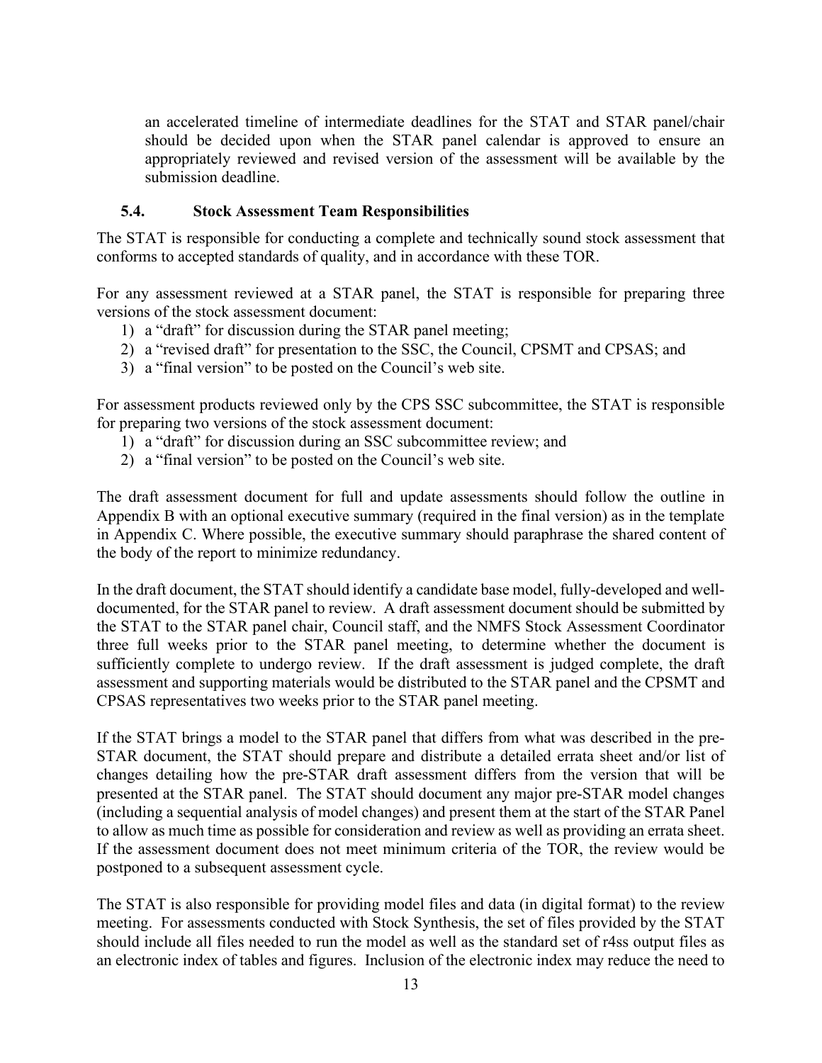an accelerated timeline of intermediate deadlines for the STAT and STAR panel/chair should be decided upon when the STAR panel calendar is approved to ensure an appropriately reviewed and revised version of the assessment will be available by the submission deadline.

### 5.4. Stock Assessment Team Responsibilities

The STAT is responsible for conducting a complete and technically sound stock assessment that conforms to accepted standards of quality, and in accordance with these TOR.

For any assessment reviewed at a STAR panel, the STAT is responsible for preparing three versions of the stock assessment document:

1) a "draft" for discussion during the STAR panel meeting;
2) a "revised draft" for presentation to the SSC, the Council, CPSMT and CPSAS; and
3) a "final version" to be posted on the Council's web site.

For assessment products reviewed only by the CPS SSC subcommittee, the STAT is responsible for preparing two versions of the stock assessment document:

1) a "draft" for discussion during an SSC subcommittee review; and
2) a "final version" to be posted on the Council's web site.

The draft assessment document for full and update assessments should follow the outline in Appendix B with an optional executive summary (required in the final version) as in the template in Appendix C. Where possible, the executive summary should paraphrase the shared content of the body of the report to minimize redundancy.

In the draft document, the STAT should identify a candidate base model, fully-developed and well-documented, for the STAR panel to review. A draft assessment document should be submitted by the STAT to the STAR panel chair, Council staff, and the NMFS Stock Assessment Coordinator three full weeks prior to the STAR panel meeting, to determine whether the document is sufficiently complete to undergo review. If the draft assessment is judged complete, the draft assessment and supporting materials would be distributed to the STAR panel and the CPSMT and CPSAS representatives two weeks prior to the STAR panel meeting.

If the STAT brings a model to the STAR panel that differs from what was described in the pre-STAR document, the STAT should prepare and distribute a detailed errata sheet and/or list of changes detailing how the pre-STAR draft assessment differs from the version that will be presented at the STAR panel. The STAT should document any major pre-STAR model changes (including a sequential analysis of model changes) and present them at the start of the STAR Panel to allow as much time as possible for consideration and review as well as providing an errata sheet. If the assessment document does not meet minimum criteria of the TOR, the review would be postponed to a subsequent assessment cycle.

The STAT is also responsible for providing model files and data (in digital format) to the review meeting. For assessments conducted with Stock Synthesis, the set of files provided by the STAT should include all files needed to run the model as well as the standard set of r4ss output files as an electronic index of tables and figures. Inclusion of the electronic index may reduce the need to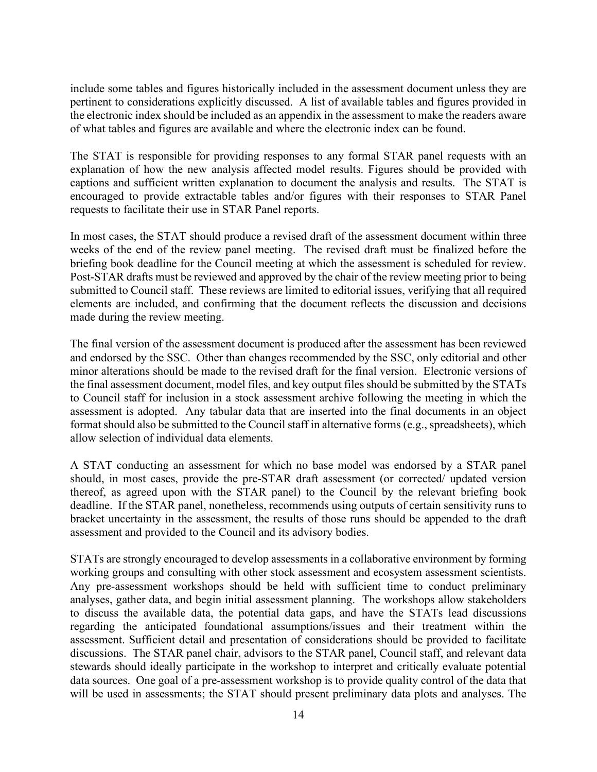include some tables and figures historically included in the assessment document unless they are pertinent to considerations explicitly discussed. A list of available tables and figures provided in the electronic index should be included as an appendix in the assessment to make the readers aware of what tables and figures are available and where the electronic index can be found.

The STAT is responsible for providing responses to any formal STAR panel requests with an explanation of how the new analysis affected model results. Figures should be provided with captions and sufficient written explanation to document the analysis and results. The STAT is encouraged to provide extractable tables and/or figures with their responses to STAR Panel requests to facilitate their use in STAR Panel reports.

In most cases, the STAT should produce a revised draft of the assessment document within three weeks of the end of the review panel meeting. The revised draft must be finalized before the briefing book deadline for the Council meeting at which the assessment is scheduled for review. Post-STAR drafts must be reviewed and approved by the chair of the review meeting prior to being submitted to Council staff. These reviews are limited to editorial issues, verifying that all required elements are included, and confirming that the document reflects the discussion and decisions made during the review meeting.

The final version of the assessment document is produced after the assessment has been reviewed and endorsed by the SSC. Other than changes recommended by the SSC, only editorial and other minor alterations should be made to the revised draft for the final version. Electronic versions of the final assessment document, model files, and key output files should be submitted by the STATs to Council staff for inclusion in a stock assessment archive following the meeting in which the assessment is adopted. Any tabular data that are inserted into the final documents in an object format should also be submitted to the Council staff in alternative forms (e.g., spreadsheets), which allow selection of individual data elements.

A STAT conducting an assessment for which no base model was endorsed by a STAR panel should, in most cases, provide the pre-STAR draft assessment (or corrected/ updated version thereof, as agreed upon with the STAR panel) to the Council by the relevant briefing book deadline. If the STAR panel, nonetheless, recommends using outputs of certain sensitivity runs to bracket uncertainty in the assessment, the results of those runs should be appended to the draft assessment and provided to the Council and its advisory bodies.

STATs are strongly encouraged to develop assessments in a collaborative environment by forming working groups and consulting with other stock assessment and ecosystem assessment scientists. Any pre-assessment workshops should be held with sufficient time to conduct preliminary analyses, gather data, and begin initial assessment planning. The workshops allow stakeholders to discuss the available data, the potential data gaps, and have the STATs lead discussions regarding the anticipated foundational assumptions/issues and their treatment within the assessment. Sufficient detail and presentation of considerations should be provided to facilitate discussions. The STAR panel chair, advisors to the STAR panel, Council staff, and relevant data stewards should ideally participate in the workshop to interpret and critically evaluate potential data sources. One goal of a pre-assessment workshop is to provide quality control of the data that will be used in assessments; the STAT should present preliminary data plots and analyses. The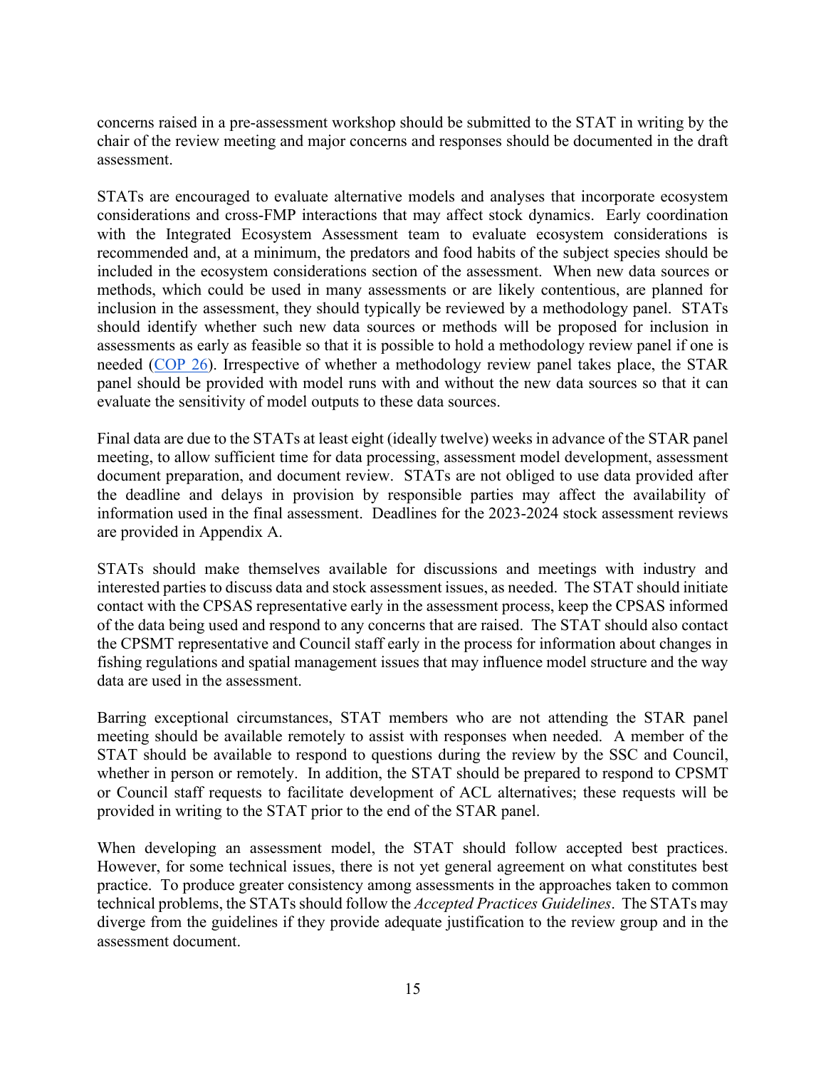concerns raised in a pre-assessment workshop should be submitted to the STAT in writing by the chair of the review meeting and major concerns and responses should be documented in the draft assessment.

STATs are encouraged to evaluate alternative models and analyses that incorporate ecosystem considerations and cross-FMP interactions that may affect stock dynamics. Early coordination with the Integrated Ecosystem Assessment team to evaluate ecosystem considerations is recommended and, at a minimum, the predators and food habits of the subject species should be included in the ecosystem considerations section of the assessment. When new data sources or methods, which could be used in many assessments or are likely contentious, are planned for inclusion in the assessment, they should typically be reviewed by a methodology panel. STATs should identify whether such new data sources or methods will be proposed for inclusion in assessments as early as feasible so that it is possible to hold a methodology review panel if one is needed (COP 26). Irrespective of whether a methodology review panel takes place, the STAR panel should be provided with model runs with and without the new data sources so that it can evaluate the sensitivity of model outputs to these data sources.

Final data are due to the STATs at least eight (ideally twelve) weeks in advance of the STAR panel meeting, to allow sufficient time for data processing, assessment model development, assessment document preparation, and document review. STATs are not obliged to use data provided after the deadline and delays in provision by responsible parties may affect the availability of information used in the final assessment. Deadlines for the 2023-2024 stock assessment reviews are provided in Appendix A.

STATs should make themselves available for discussions and meetings with industry and interested parties to discuss data and stock assessment issues, as needed. The STAT should initiate contact with the CPSAS representative early in the assessment process, keep the CPSAS informed of the data being used and respond to any concerns that are raised. The STAT should also contact the CPSMT representative and Council staff early in the process for information about changes in fishing regulations and spatial management issues that may influence model structure and the way data are used in the assessment.

Barring exceptional circumstances, STAT members who are not attending the STAR panel meeting should be available remotely to assist with responses when needed. A member of the STAT should be available to respond to questions during the review by the SSC and Council, whether in person or remotely. In addition, the STAT should be prepared to respond to CPSMT or Council staff requests to facilitate development of ACL alternatives; these requests will be provided in writing to the STAT prior to the end of the STAR panel.

When developing an assessment model, the STAT should follow accepted best practices. However, for some technical issues, there is not yet general agreement on what constitutes best practice. To produce greater consistency among assessments in the approaches taken to common technical problems, the STATs should follow the *Accepted Practices Guidelines*. The STATs may diverge from the guidelines if they provide adequate justification to the review group and in the assessment document.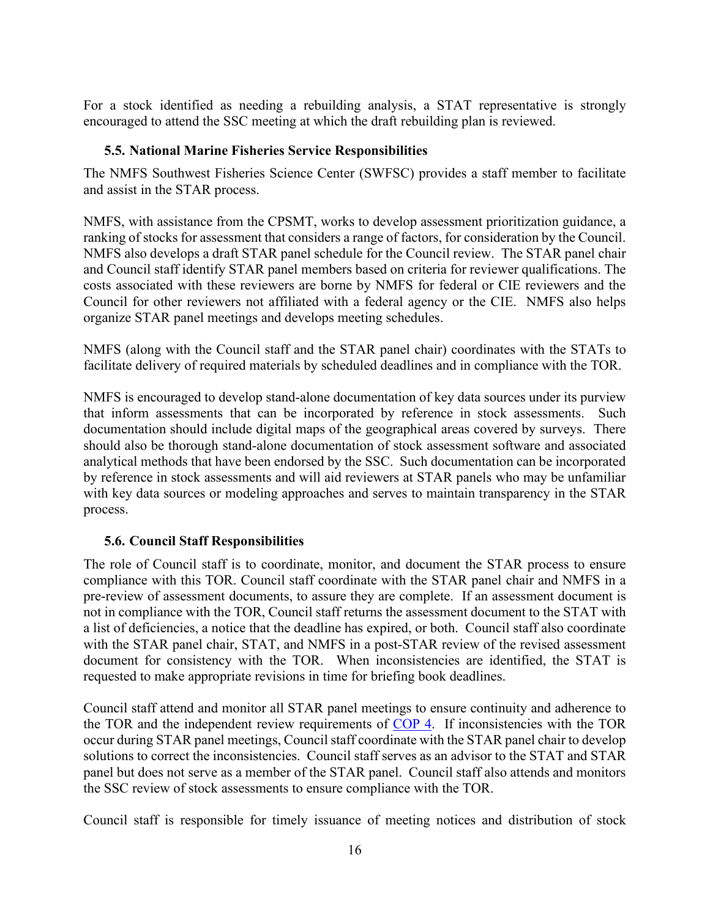For a stock identified as needing a rebuilding analysis, a STAT representative is strongly encouraged to attend the SSC meeting at which the draft rebuilding plan is reviewed.

### 5.5. National Marine Fisheries Service Responsibilities

The NMFS Southwest Fisheries Science Center (SWFSC) provides a staff member to facilitate and assist in the STAR process.

NMFS, with assistance from the CPSMT, works to develop assessment prioritization guidance, a ranking of stocks for assessment that considers a range of factors, for consideration by the Council. NMFS also develops a draft STAR panel schedule for the Council review. The STAR panel chair and Council staff identify STAR panel members based on criteria for reviewer qualifications. The costs associated with these reviewers are borne by NMFS for federal or CIE reviewers and the Council for other reviewers not affiliated with a federal agency or the CIE. NMFS also helps organize STAR panel meetings and develops meeting schedules.

NMFS (along with the Council staff and the STAR panel chair) coordinates with the STATs to facilitate delivery of required materials by scheduled deadlines and in compliance with the TOR.

NMFS is encouraged to develop stand-alone documentation of key data sources under its purview that inform assessments that can be incorporated by reference in stock assessments. Such documentation should include digital maps of the geographical areas covered by surveys. There should also be thorough stand-alone documentation of stock assessment software and associated analytical methods that have been endorsed by the SSC. Such documentation can be incorporated by reference in stock assessments and will aid reviewers at STAR panels who may be unfamiliar with key data sources or modeling approaches and serves to maintain transparency in the STAR process.

### 5.6. Council Staff Responsibilities

The role of Council staff is to coordinate, monitor, and document the STAR process to ensure compliance with this TOR. Council staff coordinate with the STAR panel chair and NMFS in a pre-review of assessment documents, to assure they are complete. If an assessment document is not in compliance with the TOR, Council staff returns the assessment document to the STAT with a list of deficiencies, a notice that the deadline has expired, or both. Council staff also coordinate with the STAR panel chair, STAT, and NMFS in a post-STAR review of the revised assessment document for consistency with the TOR. When inconsistencies are identified, the STAT is requested to make appropriate revisions in time for briefing book deadlines.

Council staff attend and monitor all STAR panel meetings to ensure continuity and adherence to the TOR and the independent review requirements of COP 4. If inconsistencies with the TOR occur during STAR panel meetings, Council staff coordinate with the STAR panel chair to develop solutions to correct the inconsistencies. Council staff serves as an advisor to the STAT and STAR panel but does not serve as a member of the STAR panel. Council staff also attends and monitors the SSC review of stock assessments to ensure compliance with the TOR.

Council staff is responsible for timely issuance of meeting notices and distribution of stock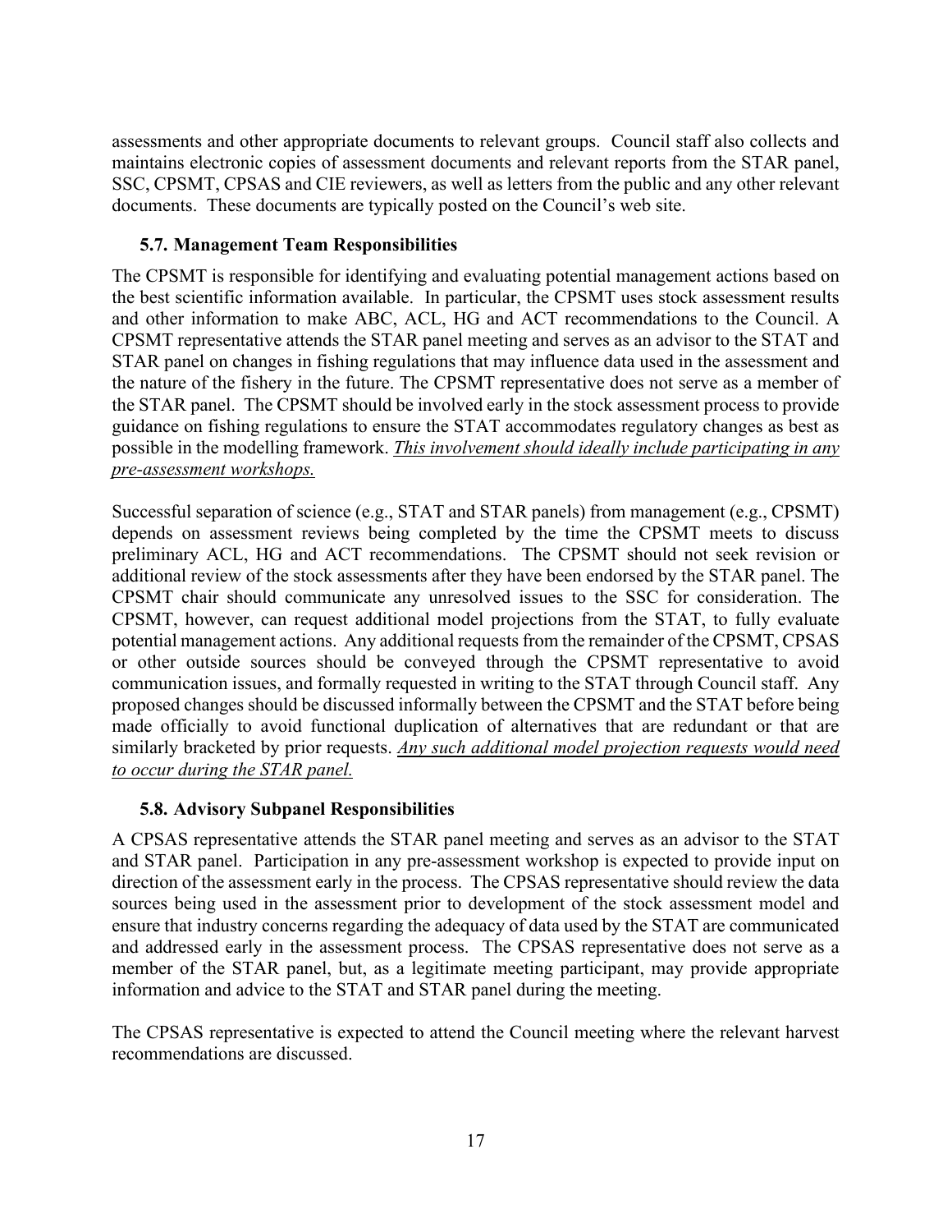assessments and other appropriate documents to relevant groups. Council staff also collects and maintains electronic copies of assessment documents and relevant reports from the STAR panel, SSC, CPSMT, CPSAS and CIE reviewers, as well as letters from the public and any other relevant documents. These documents are typically posted on the Council's web site.

### 5.7. Management Team Responsibilities

The CPSMT is responsible for identifying and evaluating potential management actions based on the best scientific information available. In particular, the CPSMT uses stock assessment results and other information to make ABC, ACL, HG and ACT recommendations to the Council. A CPSMT representative attends the STAR panel meeting and serves as an advisor to the STAT and STAR panel on changes in fishing regulations that may influence data used in the assessment and the nature of the fishery in the future. The CPSMT representative does not serve as a member of the STAR panel. The CPSMT should be involved early in the stock assessment process to provide guidance on fishing regulations to ensure the STAT accommodates regulatory changes as best as possible in the modelling framework. <u>*This involvement should ideally include participating in any pre-assessment workshops.*</u>

Successful separation of science (e.g., STAT and STAR panels) from management (e.g., CPSMT) depends on assessment reviews being completed by the time the CPSMT meets to discuss preliminary ACL, HG and ACT recommendations. The CPSMT should not seek revision or additional review of the stock assessments after they have been endorsed by the STAR panel. The CPSMT chair should communicate any unresolved issues to the SSC for consideration. The CPSMT, however, can request additional model projections from the STAT, to fully evaluate potential management actions. Any additional requests from the remainder of the CPSMT, CPSAS or other outside sources should be conveyed through the CPSMT representative to avoid communication issues, and formally requested in writing to the STAT through Council staff. Any proposed changes should be discussed informally between the CPSMT and the STAT before being made officially to avoid functional duplication of alternatives that are redundant or that are similarly bracketed by prior requests. <u>*Any such additional model projection requests would need to occur during the STAR panel.*</u>

### 5.8. Advisory Subpanel Responsibilities

A CPSAS representative attends the STAR panel meeting and serves as an advisor to the STAT and STAR panel. Participation in any pre-assessment workshop is expected to provide input on direction of the assessment early in the process. The CPSAS representative should review the data sources being used in the assessment prior to development of the stock assessment model and ensure that industry concerns regarding the adequacy of data used by the STAT are communicated and addressed early in the assessment process. The CPSAS representative does not serve as a member of the STAR panel, but, as a legitimate meeting participant, may provide appropriate information and advice to the STAT and STAR panel during the meeting.

The CPSAS representative is expected to attend the Council meeting where the relevant harvest recommendations are discussed.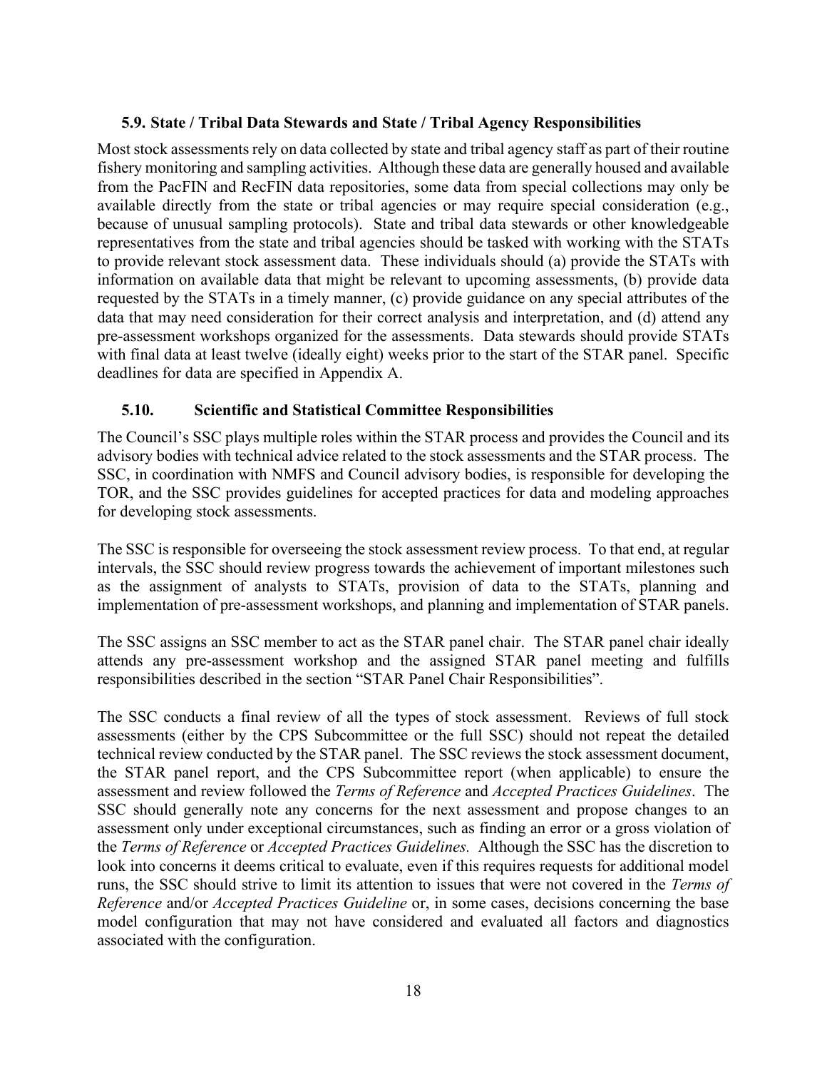### 5.9. State / Tribal Data Stewards and State / Tribal Agency Responsibilities

Most stock assessments rely on data collected by state and tribal agency staff as part of their routine fishery monitoring and sampling activities. Although these data are generally housed and available from the PacFIN and RecFIN data repositories, some data from special collections may only be available directly from the state or tribal agencies or may require special consideration (e.g., because of unusual sampling protocols). State and tribal data stewards or other knowledgeable representatives from the state and tribal agencies should be tasked with working with the STATs to provide relevant stock assessment data. These individuals should (a) provide the STATs with information on available data that might be relevant to upcoming assessments, (b) provide data requested by the STATs in a timely manner, (c) provide guidance on any special attributes of the data that may need consideration for their correct analysis and interpretation, and (d) attend any pre-assessment workshops organized for the assessments. Data stewards should provide STATs with final data at least twelve (ideally eight) weeks prior to the start of the STAR panel. Specific deadlines for data are specified in Appendix A.

### 5.10. Scientific and Statistical Committee Responsibilities

The Council's SSC plays multiple roles within the STAR process and provides the Council and its advisory bodies with technical advice related to the stock assessments and the STAR process. The SSC, in coordination with NMFS and Council advisory bodies, is responsible for developing the TOR, and the SSC provides guidelines for accepted practices for data and modeling approaches for developing stock assessments.

The SSC is responsible for overseeing the stock assessment review process. To that end, at regular intervals, the SSC should review progress towards the achievement of important milestones such as the assignment of analysts to STATs, provision of data to the STATs, planning and implementation of pre-assessment workshops, and planning and implementation of STAR panels.

The SSC assigns an SSC member to act as the STAR panel chair. The STAR panel chair ideally attends any pre-assessment workshop and the assigned STAR panel meeting and fulfills responsibilities described in the section "STAR Panel Chair Responsibilities".

The SSC conducts a final review of all the types of stock assessment. Reviews of full stock assessments (either by the CPS Subcommittee or the full SSC) should not repeat the detailed technical review conducted by the STAR panel. The SSC reviews the stock assessment document, the STAR panel report, and the CPS Subcommittee report (when applicable) to ensure the assessment and review followed the *Terms of Reference* and *Accepted Practices Guidelines*. The SSC should generally note any concerns for the next assessment and propose changes to an assessment only under exceptional circumstances, such as finding an error or a gross violation of the *Terms of Reference* or *Accepted Practices Guidelines.* Although the SSC has the discretion to look into concerns it deems critical to evaluate, even if this requires requests for additional model runs, the SSC should strive to limit its attention to issues that were not covered in the *Terms of Reference* and/or *Accepted Practices Guideline* or, in some cases, decisions concerning the base model configuration that may not have considered and evaluated all factors and diagnostics associated with the configuration.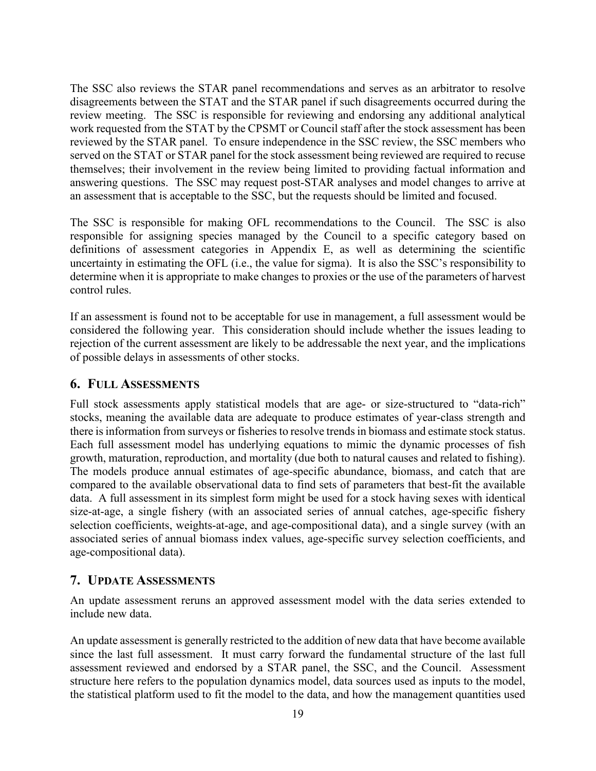The SSC also reviews the STAR panel recommendations and serves as an arbitrator to resolve disagreements between the STAT and the STAR panel if such disagreements occurred during the review meeting. The SSC is responsible for reviewing and endorsing any additional analytical work requested from the STAT by the CPSMT or Council staff after the stock assessment has been reviewed by the STAR panel. To ensure independence in the SSC review, the SSC members who served on the STAT or STAR panel for the stock assessment being reviewed are required to recuse themselves; their involvement in the review being limited to providing factual information and answering questions. The SSC may request post-STAR analyses and model changes to arrive at an assessment that is acceptable to the SSC, but the requests should be limited and focused.

The SSC is responsible for making OFL recommendations to the Council. The SSC is also responsible for assigning species managed by the Council to a specific category based on definitions of assessment categories in Appendix E, as well as determining the scientific uncertainty in estimating the OFL (i.e., the value for sigma). It is also the SSC's responsibility to determine when it is appropriate to make changes to proxies or the use of the parameters of harvest control rules.

If an assessment is found not to be acceptable for use in management, a full assessment would be considered the following year. This consideration should include whether the issues leading to rejection of the current assessment are likely to be addressable the next year, and the implications of possible delays in assessments of other stocks.

## 6. Full Assessments

Full stock assessments apply statistical models that are age- or size-structured to "data-rich" stocks, meaning the available data are adequate to produce estimates of year-class strength and there is information from surveys or fisheries to resolve trends in biomass and estimate stock status. Each full assessment model has underlying equations to mimic the dynamic processes of fish growth, maturation, reproduction, and mortality (due both to natural causes and related to fishing). The models produce annual estimates of age-specific abundance, biomass, and catch that are compared to the available observational data to find sets of parameters that best-fit the available data. A full assessment in its simplest form might be used for a stock having sexes with identical size-at-age, a single fishery (with an associated series of annual catches, age-specific fishery selection coefficients, weights-at-age, and age-compositional data), and a single survey (with an associated series of annual biomass index values, age-specific survey selection coefficients, and age-compositional data).

## 7. Update Assessments

An update assessment reruns an approved assessment model with the data series extended to include new data.

An update assessment is generally restricted to the addition of new data that have become available since the last full assessment. It must carry forward the fundamental structure of the last full assessment reviewed and endorsed by a STAR panel, the SSC, and the Council. Assessment structure here refers to the population dynamics model, data sources used as inputs to the model, the statistical platform used to fit the model to the data, and how the management quantities used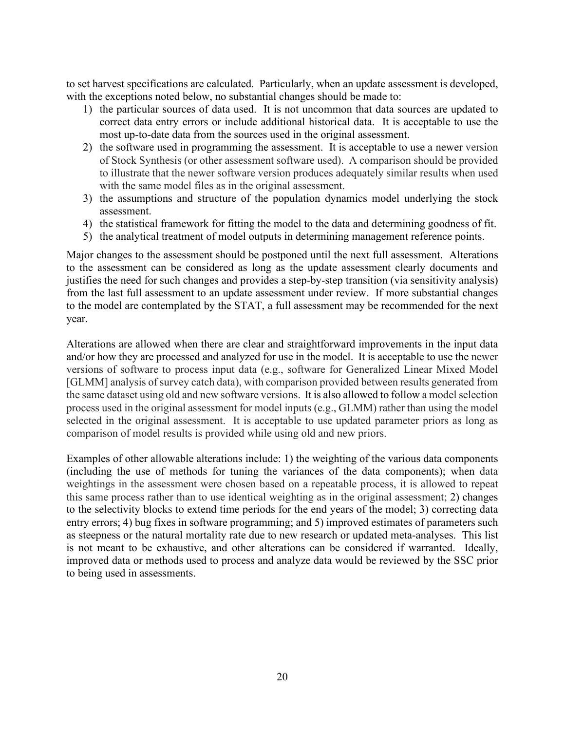to set harvest specifications are calculated. Particularly, when an update assessment is developed, with the exceptions noted below, no substantial changes should be made to:

1) the particular sources of data used. It is not uncommon that data sources are updated to correct data entry errors or include additional historical data. It is acceptable to use the most up-to-date data from the sources used in the original assessment.
2) the software used in programming the assessment. It is acceptable to use a newer version of Stock Synthesis (or other assessment software used). A comparison should be provided to illustrate that the newer software version produces adequately similar results when used with the same model files as in the original assessment.
3) the assumptions and structure of the population dynamics model underlying the stock assessment.
4) the statistical framework for fitting the model to the data and determining goodness of fit.
5) the analytical treatment of model outputs in determining management reference points.

Major changes to the assessment should be postponed until the next full assessment. Alterations to the assessment can be considered as long as the update assessment clearly documents and justifies the need for such changes and provides a step-by-step transition (via sensitivity analysis) from the last full assessment to an update assessment under review. If more substantial changes to the model are contemplated by the STAT, a full assessment may be recommended for the next year.

Alterations are allowed when there are clear and straightforward improvements in the input data and/or how they are processed and analyzed for use in the model. It is acceptable to use the newer versions of software to process input data (e.g., software for Generalized Linear Mixed Model [GLMM] analysis of survey catch data), with comparison provided between results generated from the same dataset using old and new software versions. It is also allowed to follow a model selection process used in the original assessment for model inputs (e.g., GLMM) rather than using the model selected in the original assessment. It is acceptable to use updated parameter priors as long as comparison of model results is provided while using old and new priors.

Examples of other allowable alterations include: 1) the weighting of the various data components (including the use of methods for tuning the variances of the data components); when data weightings in the assessment were chosen based on a repeatable process, it is allowed to repeat this same process rather than to use identical weighting as in the original assessment; 2) changes to the selectivity blocks to extend time periods for the end years of the model; 3) correcting data entry errors; 4) bug fixes in software programming; and 5) improved estimates of parameters such as steepness or the natural mortality rate due to new research or updated meta-analyses. This list is not meant to be exhaustive, and other alterations can be considered if warranted. Ideally, improved data or methods used to process and analyze data would be reviewed by the SSC prior to being used in assessments.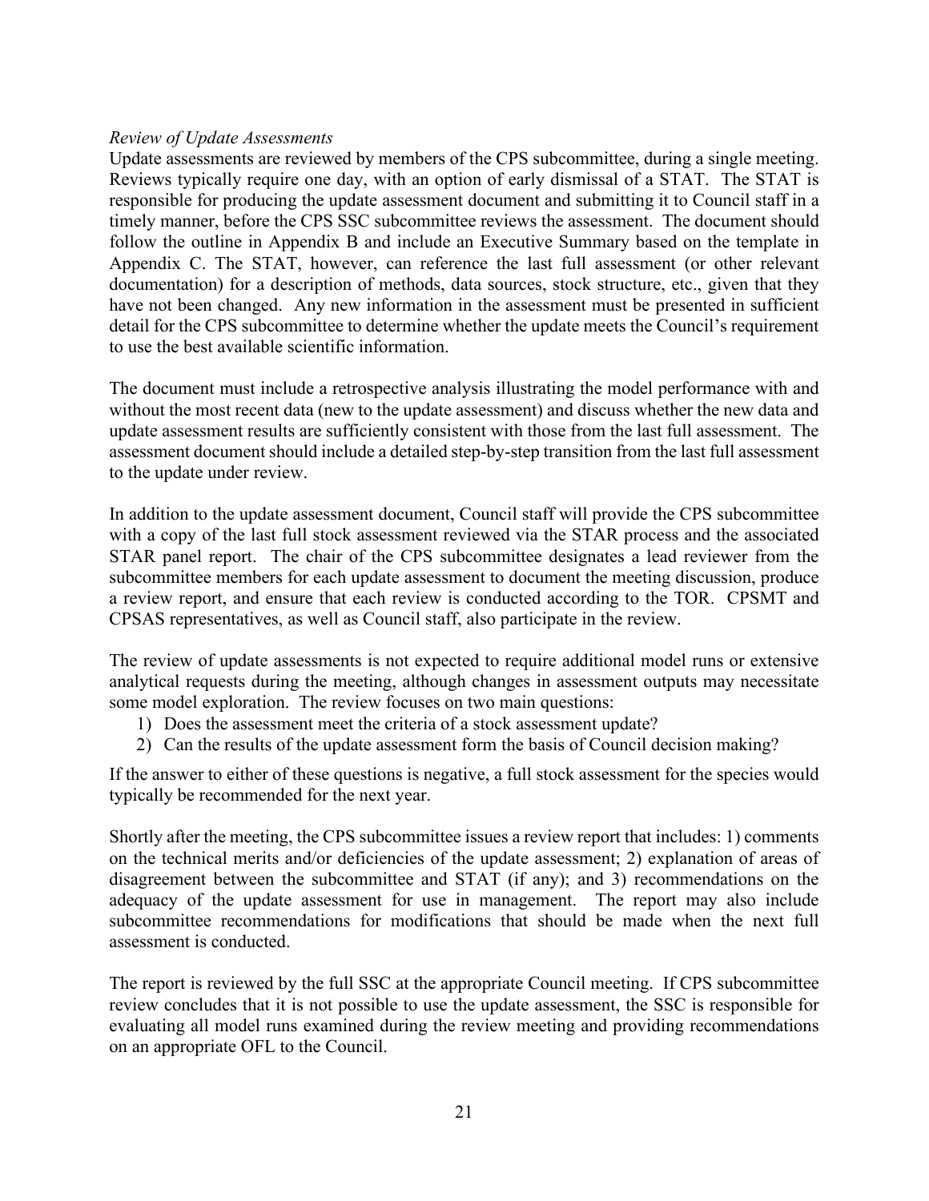*Review of Update Assessments*

Update assessments are reviewed by members of the CPS subcommittee, during a single meeting. Reviews typically require one day, with an option of early dismissal of a STAT. The STAT is responsible for producing the update assessment document and submitting it to Council staff in a timely manner, before the CPS SSC subcommittee reviews the assessment. The document should follow the outline in Appendix B and include an Executive Summary based on the template in Appendix C. The STAT, however, can reference the last full assessment (or other relevant documentation) for a description of methods, data sources, stock structure, etc., given that they have not been changed. Any new information in the assessment must be presented in sufficient detail for the CPS subcommittee to determine whether the update meets the Council's requirement to use the best available scientific information.

The document must include a retrospective analysis illustrating the model performance with and without the most recent data (new to the update assessment) and discuss whether the new data and update assessment results are sufficiently consistent with those from the last full assessment. The assessment document should include a detailed step-by-step transition from the last full assessment to the update under review.

In addition to the update assessment document, Council staff will provide the CPS subcommittee with a copy of the last full stock assessment reviewed via the STAR process and the associated STAR panel report. The chair of the CPS subcommittee designates a lead reviewer from the subcommittee members for each update assessment to document the meeting discussion, produce a review report, and ensure that each review is conducted according to the TOR. CPSMT and CPSAS representatives, as well as Council staff, also participate in the review.

The review of update assessments is not expected to require additional model runs or extensive analytical requests during the meeting, although changes in assessment outputs may necessitate some model exploration. The review focuses on two main questions:

1) Does the assessment meet the criteria of a stock assessment update?
2) Can the results of the update assessment form the basis of Council decision making?

If the answer to either of these questions is negative, a full stock assessment for the species would typically be recommended for the next year.

Shortly after the meeting, the CPS subcommittee issues a review report that includes: 1) comments on the technical merits and/or deficiencies of the update assessment; 2) explanation of areas of disagreement between the subcommittee and STAT (if any); and 3) recommendations on the adequacy of the update assessment for use in management. The report may also include subcommittee recommendations for modifications that should be made when the next full assessment is conducted.

The report is reviewed by the full SSC at the appropriate Council meeting. If CPS subcommittee review concludes that it is not possible to use the update assessment, the SSC is responsible for evaluating all model runs examined during the review meeting and providing recommendations on an appropriate OFL to the Council.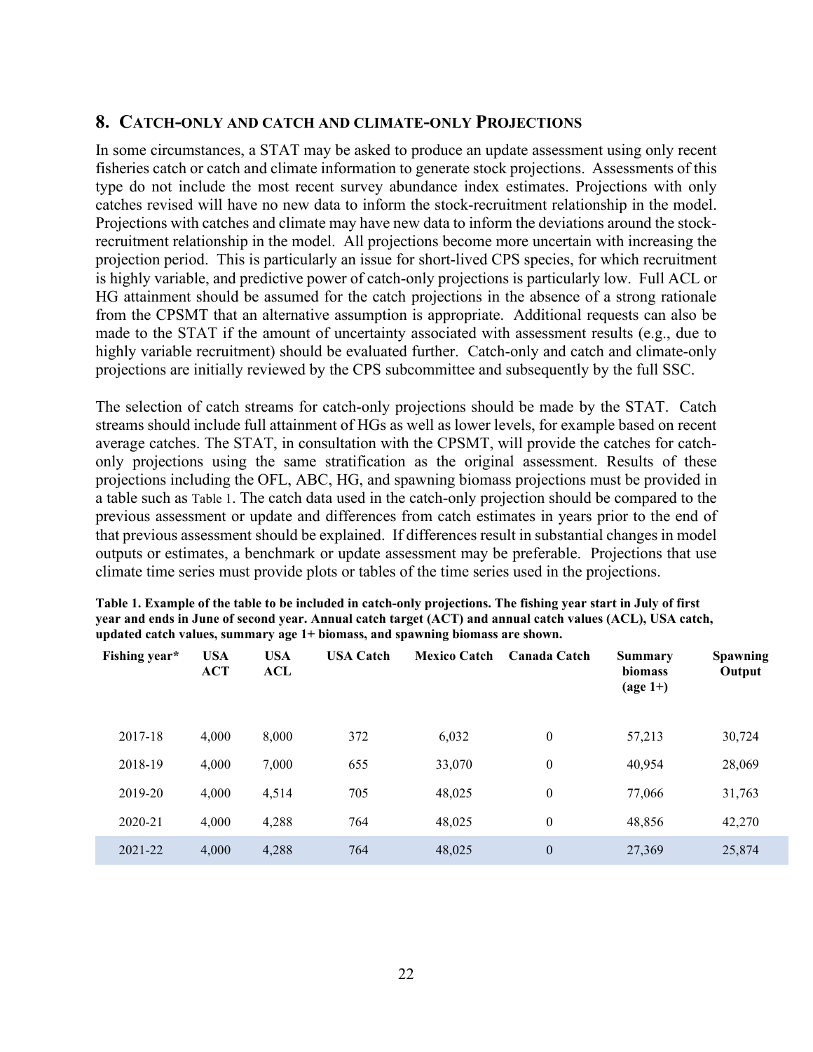## 8. CATCH-ONLY AND CATCH AND CLIMATE-ONLY PROJECTIONS

In some circumstances, a STAT may be asked to produce an update assessment using only recent fisheries catch or catch and climate information to generate stock projections. Assessments of this type do not include the most recent survey abundance index estimates. Projections with only catches revised will have no new data to inform the stock-recruitment relationship in the model. Projections with catches and climate may have new data to inform the deviations around the stock-recruitment relationship in the model. All projections become more uncertain with increasing the projection period. This is particularly an issue for short-lived CPS species, for which recruitment is highly variable, and predictive power of catch-only projections is particularly low. Full ACL or HG attainment should be assumed for the catch projections in the absence of a strong rationale from the CPSMT that an alternative assumption is appropriate. Additional requests can also be made to the STAT if the amount of uncertainty associated with assessment results (e.g., due to highly variable recruitment) should be evaluated further. Catch-only and catch and climate-only projections are initially reviewed by the CPS subcommittee and subsequently by the full SSC.

The selection of catch streams for catch-only projections should be made by the STAT. Catch streams should include full attainment of HGs as well as lower levels, for example based on recent average catches. The STAT, in consultation with the CPSMT, will provide the catches for catch-only projections using the same stratification as the original assessment. Results of these projections including the OFL, ABC, HG, and spawning biomass projections must be provided in a table such as Table 1. The catch data used in the catch-only projection should be compared to the previous assessment or update and differences from catch estimates in years prior to the end of that previous assessment should be explained. If differences result in substantial changes in model outputs or estimates, a benchmark or update assessment may be preferable. Projections that use climate time series must provide plots or tables of the time series used in the projections.

**Table 1. Example of the table to be included in catch-only projections. The fishing year start in July of first year and ends in June of second year. Annual catch target (ACT) and annual catch values (ACL), USA catch, updated catch values, summary age 1+ biomass, and spawning biomass are shown.**

| Fishing year* | USA ACT | USA ACL | USA Catch | Mexico Catch | Canada Catch | Summary biomass (age 1+) | Spawning Output |
|---|---|---|---|---|---|---|---|
| 2017-18 | 4,000 | 8,000 | 372 | 6,032 | 0 | 57,213 | 30,724 |
| 2018-19 | 4,000 | 7,000 | 655 | 33,070 | 0 | 40,954 | 28,069 |
| 2019-20 | 4,000 | 4,514 | 705 | 48,025 | 0 | 77,066 | 31,763 |
| 2020-21 | 4,000 | 4,288 | 764 | 48,025 | 0 | 48,856 | 42,270 |
| 2021-22 | 4,000 | 4,288 | 764 | 48,025 | 0 | 27,369 | 25,874 |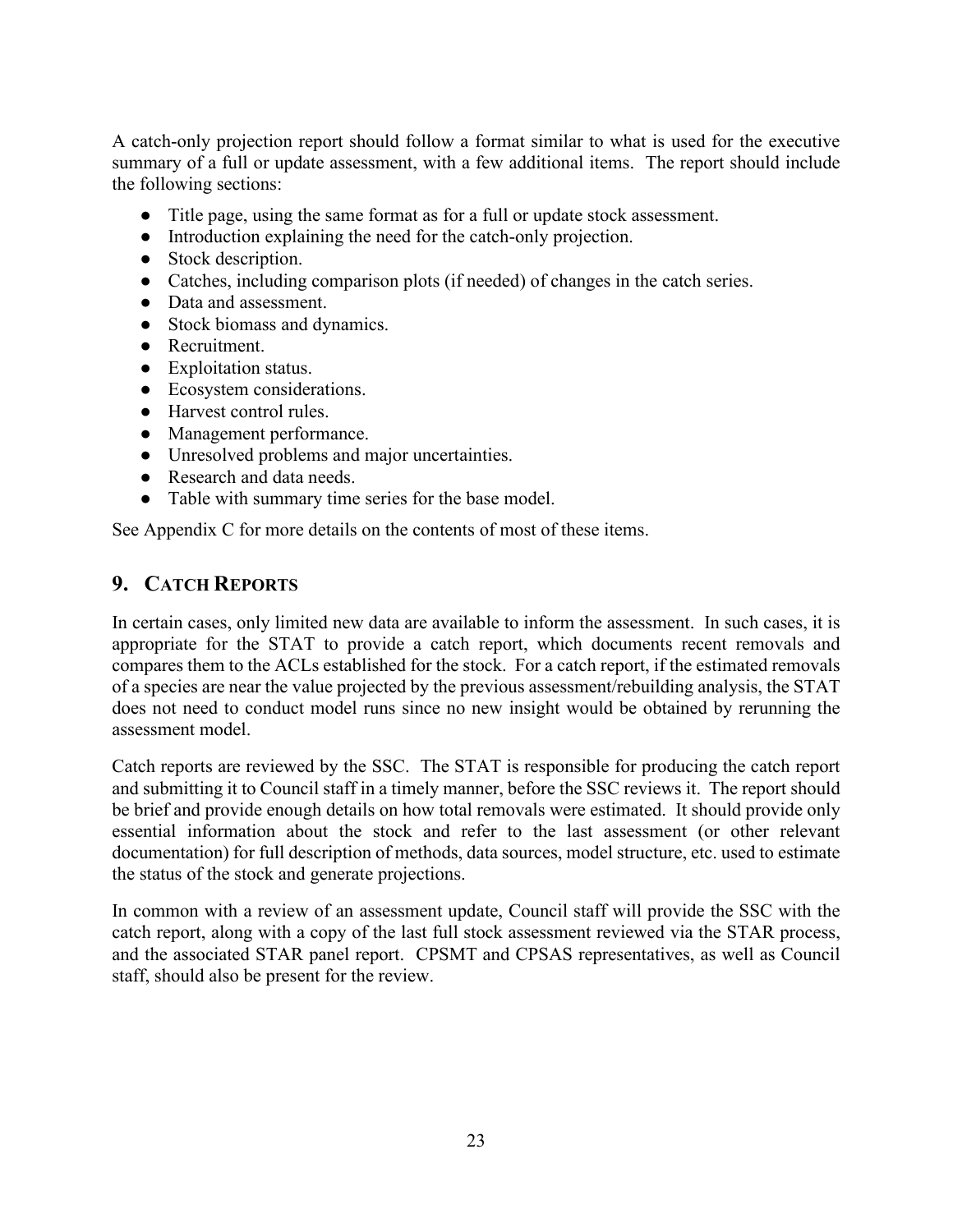A catch-only projection report should follow a format similar to what is used for the executive summary of a full or update assessment, with a few additional items. The report should include the following sections:

- Title page, using the same format as for a full or update stock assessment.
- Introduction explaining the need for the catch-only projection.
- Stock description.
- Catches, including comparison plots (if needed) of changes in the catch series.
- Data and assessment.
- Stock biomass and dynamics.
- Recruitment.
- Exploitation status.
- Ecosystem considerations.
- Harvest control rules.
- Management performance.
- Unresolved problems and major uncertainties.
- Research and data needs.
- Table with summary time series for the base model.

See Appendix C for more details on the contents of most of these items.

## 9. Catch Reports

In certain cases, only limited new data are available to inform the assessment. In such cases, it is appropriate for the STAT to provide a catch report, which documents recent removals and compares them to the ACLs established for the stock. For a catch report, if the estimated removals of a species are near the value projected by the previous assessment/rebuilding analysis, the STAT does not need to conduct model runs since no new insight would be obtained by rerunning the assessment model.

Catch reports are reviewed by the SSC. The STAT is responsible for producing the catch report and submitting it to Council staff in a timely manner, before the SSC reviews it. The report should be brief and provide enough details on how total removals were estimated. It should provide only essential information about the stock and refer to the last assessment (or other relevant documentation) for full description of methods, data sources, model structure, etc. used to estimate the status of the stock and generate projections.

In common with a review of an assessment update, Council staff will provide the SSC with the catch report, along with a copy of the last full stock assessment reviewed via the STAR process, and the associated STAR panel report. CPSMT and CPSAS representatives, as well as Council staff, should also be present for the review.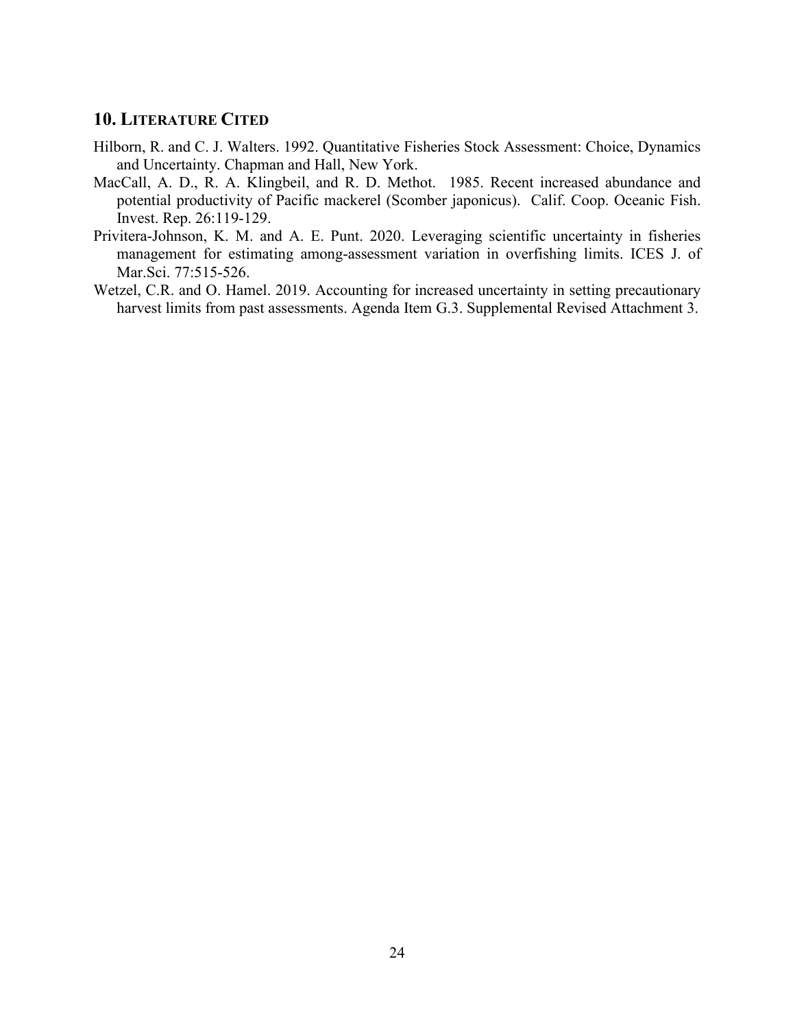## 10. LITERATURE CITED

Hilborn, R. and C. J. Walters. 1992. Quantitative Fisheries Stock Assessment: Choice, Dynamics and Uncertainty. Chapman and Hall, New York.

MacCall, A. D., R. A. Klingbeil, and R. D. Methot. 1985. Recent increased abundance and potential productivity of Pacific mackerel (Scomber japonicus). Calif. Coop. Oceanic Fish. Invest. Rep. 26:119-129.

Privitera-Johnson, K. M. and A. E. Punt. 2020. Leveraging scientific uncertainty in fisheries management for estimating among-assessment variation in overfishing limits. ICES J. of Mar.Sci. 77:515-526.

Wetzel, C.R. and O. Hamel. 2019. Accounting for increased uncertainty in setting precautionary harvest limits from past assessments. Agenda Item G.3. Supplemental Revised Attachment 3.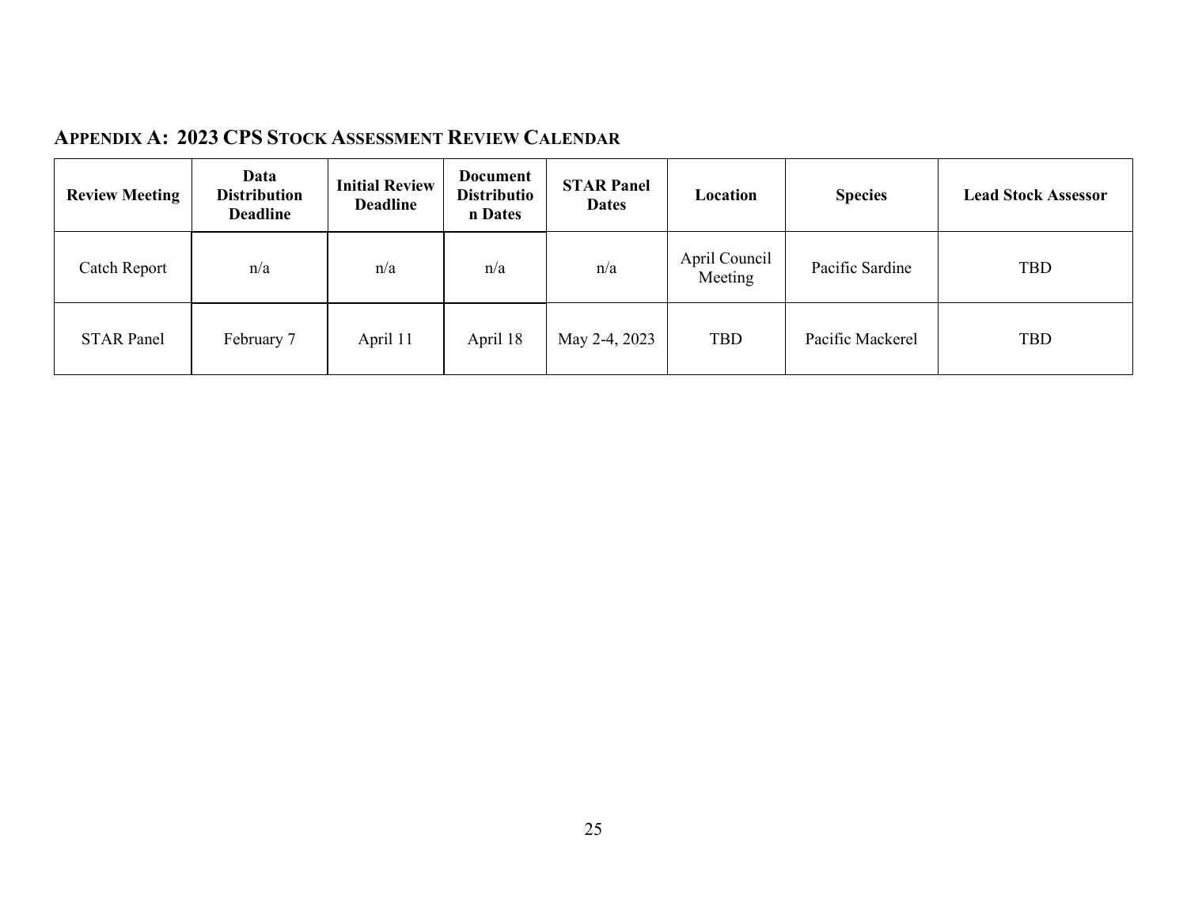## APPENDIX A: 2023 CPS STOCK ASSESSMENT REVIEW CALENDAR

| Review Meeting | Data Distribution Deadline | Initial Review Deadline | Document Distribution Dates | STAR Panel Dates | Location | Species | Lead Stock Assessor |
|---|---|---|---|---|---|---|---|
| Catch Report | n/a | n/a | n/a | n/a | April Council Meeting | Pacific Sardine | TBD |
| STAR Panel | February 7 | April 11 | April 18 | May 2-4, 2023 | TBD | Pacific Mackerel | TBD |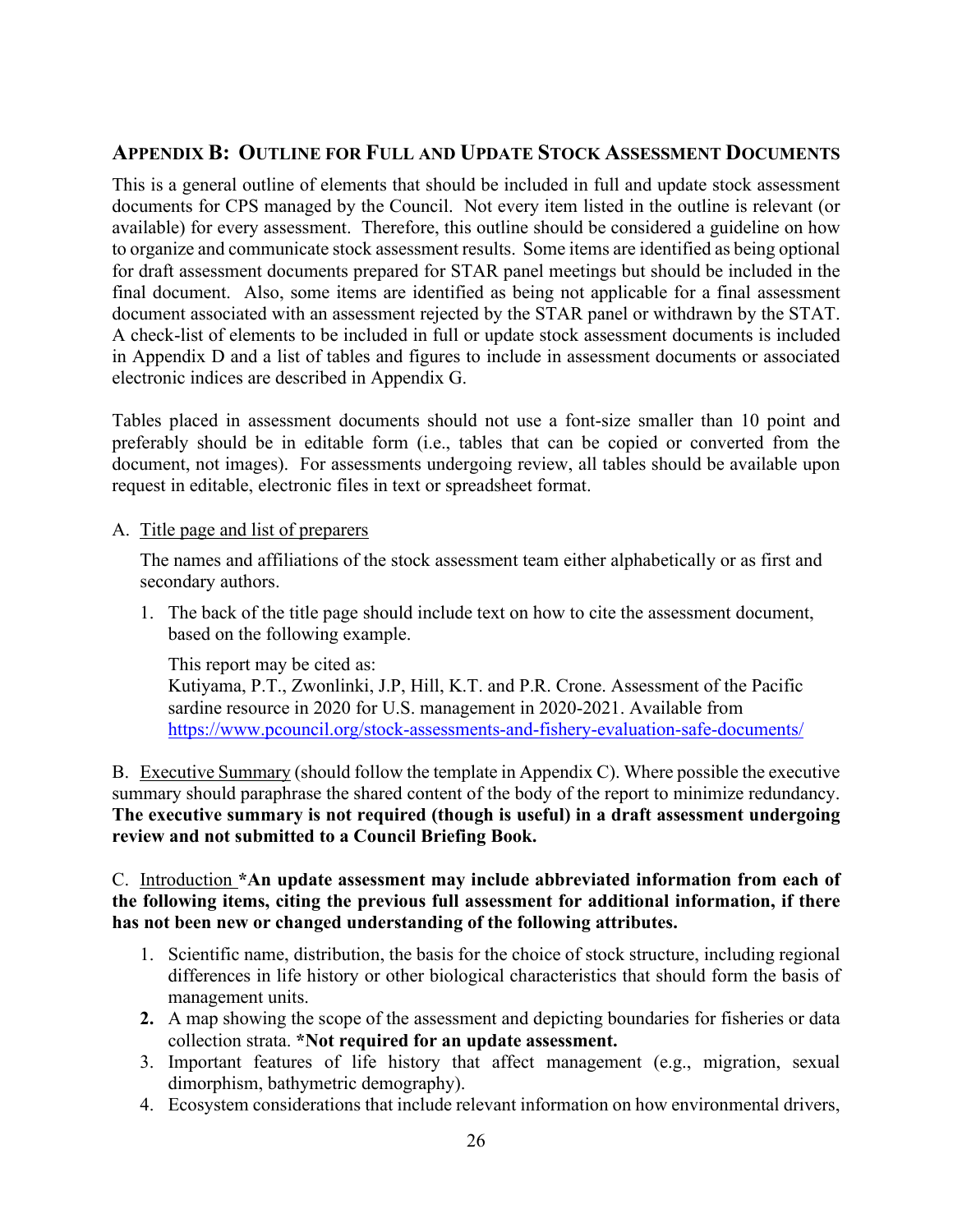## Appendix B: Outline for Full and Update Stock Assessment Documents

This is a general outline of elements that should be included in full and update stock assessment documents for CPS managed by the Council. Not every item listed in the outline is relevant (or available) for every assessment. Therefore, this outline should be considered a guideline on how to organize and communicate stock assessment results. Some items are identified as being optional for draft assessment documents prepared for STAR panel meetings but should be included in the final document. Also, some items are identified as being not applicable for a final assessment document associated with an assessment rejected by the STAR panel or withdrawn by the STAT. A check-list of elements to be included in full or update stock assessment documents is included in Appendix D and a list of tables and figures to include in assessment documents or associated electronic indices are described in Appendix G.

Tables placed in assessment documents should not use a font-size smaller than 10 point and preferably should be in editable form (i.e., tables that can be copied or converted from the document, not images). For assessments undergoing review, all tables should be available upon request in editable, electronic files in text or spreadsheet format.

A. Title page and list of preparers

The names and affiliations of the stock assessment team either alphabetically or as first and secondary authors.

1. The back of the title page should include text on how to cite the assessment document, based on the following example.

   This report may be cited as:
   Kutiyama, P.T., Zwonlinki, J.P, Hill, K.T. and P.R. Crone. Assessment of the Pacific sardine resource in 2020 for U.S. management in 2020-2021. Available from https://www.pcouncil.org/stock-assessments-and-fishery-evaluation-safe-documents/

B. Executive Summary (should follow the template in Appendix C). Where possible the executive summary should paraphrase the shared content of the body of the report to minimize redundancy. **The executive summary is not required (though is useful) in a draft assessment undergoing review and not submitted to a Council Briefing Book.**

C. Introduction **\*An update assessment may include abbreviated information from each of the following items, citing the previous full assessment for additional information, if there has not been new or changed understanding of the following attributes.**

1. Scientific name, distribution, the basis for the choice of stock structure, including regional differences in life history or other biological characteristics that should form the basis of management units.
2. A map showing the scope of the assessment and depicting boundaries for fisheries or data collection strata. **\*Not required for an update assessment.**
3. Important features of life history that affect management (e.g., migration, sexual dimorphism, bathymetric demography).
4. Ecosystem considerations that include relevant information on how environmental drivers,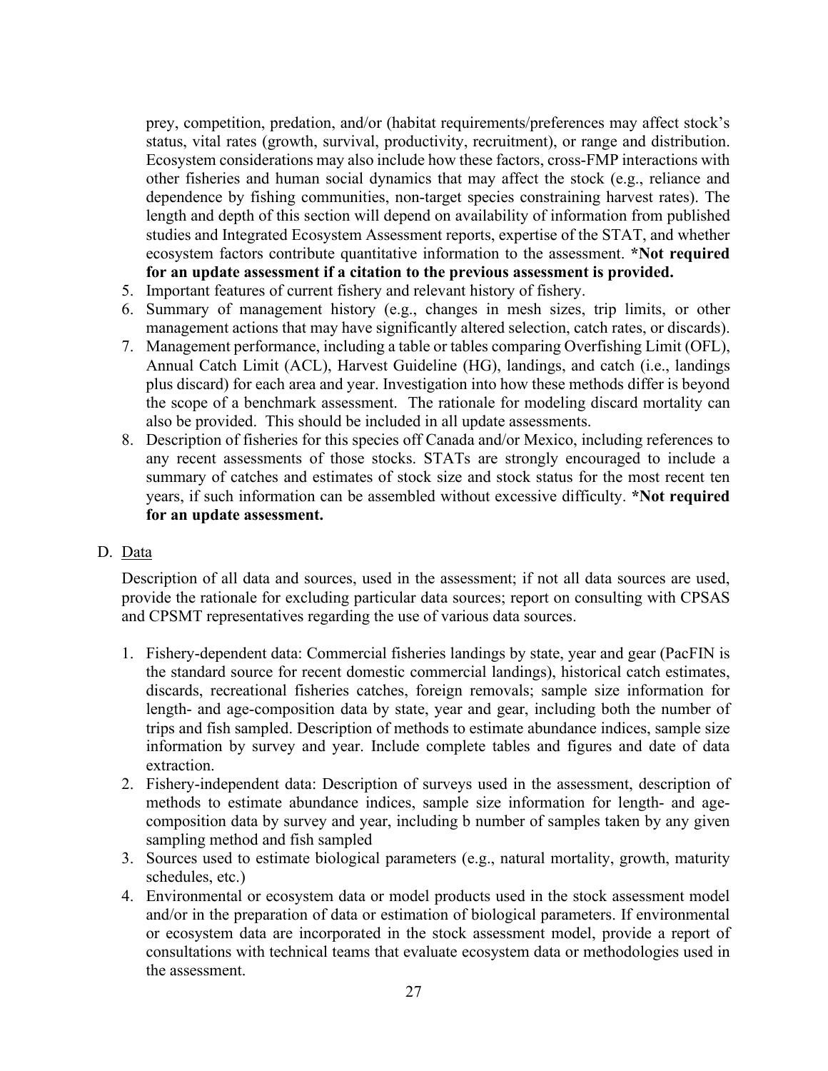prey, competition, predation, and/or (habitat requirements/preferences may affect stock's status, vital rates (growth, survival, productivity, recruitment), or range and distribution. Ecosystem considerations may also include how these factors, cross-FMP interactions with other fisheries and human social dynamics that may affect the stock (e.g., reliance and dependence by fishing communities, non-target species constraining harvest rates). The length and depth of this section will depend on availability of information from published studies and Integrated Ecosystem Assessment reports, expertise of the STAT, and whether ecosystem factors contribute quantitative information to the assessment. **\*Not required for an update assessment if a citation to the previous assessment is provided.**

5. Important features of current fishery and relevant history of fishery.
6. Summary of management history (e.g., changes in mesh sizes, trip limits, or other management actions that may have significantly altered selection, catch rates, or discards).
7. Management performance, including a table or tables comparing Overfishing Limit (OFL), Annual Catch Limit (ACL), Harvest Guideline (HG), landings, and catch (i.e., landings plus discard) for each area and year. Investigation into how these methods differ is beyond the scope of a benchmark assessment. The rationale for modeling discard mortality can also be provided. This should be included in all update assessments.
8. Description of fisheries for this species off Canada and/or Mexico, including references to any recent assessments of those stocks. STATs are strongly encouraged to include a summary of catches and estimates of stock size and stock status for the most recent ten years, if such information can be assembled without excessive difficulty. **\*Not required for an update assessment.**

D. <u>Data</u>

Description of all data and sources, used in the assessment; if not all data sources are used, provide the rationale for excluding particular data sources; report on consulting with CPSAS and CPSMT representatives regarding the use of various data sources.

1. Fishery-dependent data: Commercial fisheries landings by state, year and gear (PacFIN is the standard source for recent domestic commercial landings), historical catch estimates, discards, recreational fisheries catches, foreign removals; sample size information for length- and age-composition data by state, year and gear, including both the number of trips and fish sampled. Description of methods to estimate abundance indices, sample size information by survey and year. Include complete tables and figures and date of data extraction.
2. Fishery-independent data: Description of surveys used in the assessment, description of methods to estimate abundance indices, sample size information for length- and age-composition data by survey and year, including b number of samples taken by any given sampling method and fish sampled
3. Sources used to estimate biological parameters (e.g., natural mortality, growth, maturity schedules, etc.)
4. Environmental or ecosystem data or model products used in the stock assessment model and/or in the preparation of data or estimation of biological parameters. If environmental or ecosystem data are incorporated in the stock assessment model, provide a report of consultations with technical teams that evaluate ecosystem data or methodologies used in the assessment.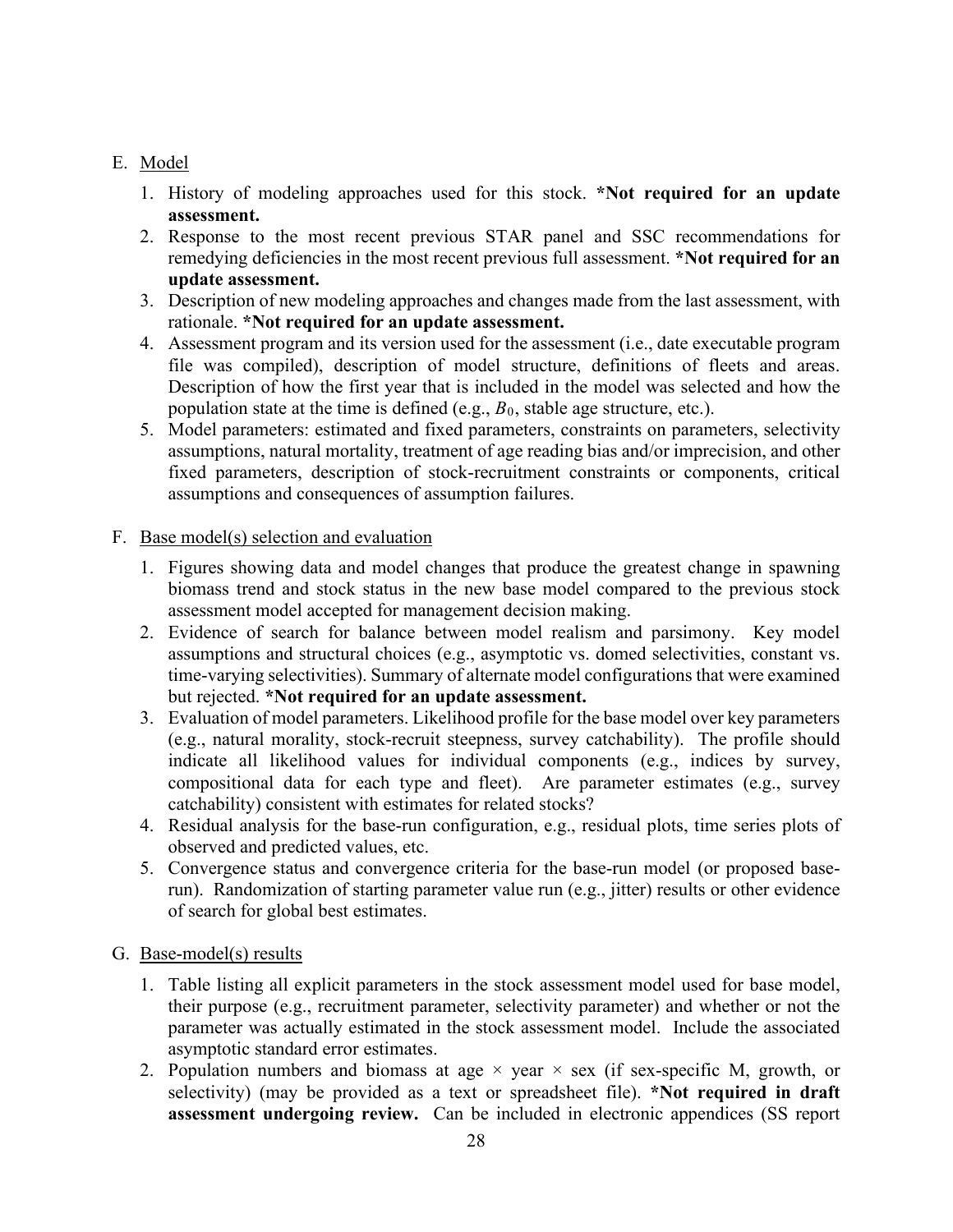E. Model

1. History of modeling approaches used for this stock. **\*Not required for an update assessment.**
2. Response to the most recent previous STAR panel and SSC recommendations for remedying deficiencies in the most recent previous full assessment. **\*Not required for an update assessment.**
3. Description of new modeling approaches and changes made from the last assessment, with rationale. **\*Not required for an update assessment.**
4. Assessment program and its version used for the assessment (i.e., date executable program file was compiled), description of model structure, definitions of fleets and areas. Description of how the first year that is included in the model was selected and how the population state at the time is defined (e.g., $B_0$, stable age structure, etc.).
5. Model parameters: estimated and fixed parameters, constraints on parameters, selectivity assumptions, natural mortality, treatment of age reading bias and/or imprecision, and other fixed parameters, description of stock-recruitment constraints or components, critical assumptions and consequences of assumption failures.

F. Base model(s) selection and evaluation

1. Figures showing data and model changes that produce the greatest change in spawning biomass trend and stock status in the new base model compared to the previous stock assessment model accepted for management decision making.
2. Evidence of search for balance between model realism and parsimony. Key model assumptions and structural choices (e.g., asymptotic vs. domed selectivities, constant vs. time-varying selectivities). Summary of alternate model configurations that were examined but rejected. **\*Not required for an update assessment.**
3. Evaluation of model parameters. Likelihood profile for the base model over key parameters (e.g., natural morality, stock-recruit steepness, survey catchability). The profile should indicate all likelihood values for individual components (e.g., indices by survey, compositional data for each type and fleet). Are parameter estimates (e.g., survey catchability) consistent with estimates for related stocks?
4. Residual analysis for the base-run configuration, e.g., residual plots, time series plots of observed and predicted values, etc.
5. Convergence status and convergence criteria for the base-run model (or proposed base-run). Randomization of starting parameter value run (e.g., jitter) results or other evidence of search for global best estimates.

G. Base-model(s) results

1. Table listing all explicit parameters in the stock assessment model used for base model, their purpose (e.g., recruitment parameter, selectivity parameter) and whether or not the parameter was actually estimated in the stock assessment model. Include the associated asymptotic standard error estimates.
2. Population numbers and biomass at age × year × sex (if sex-specific M, growth, or selectivity) (may be provided as a text or spreadsheet file). **\*Not required in draft assessment undergoing review.** Can be included in electronic appendices (SS report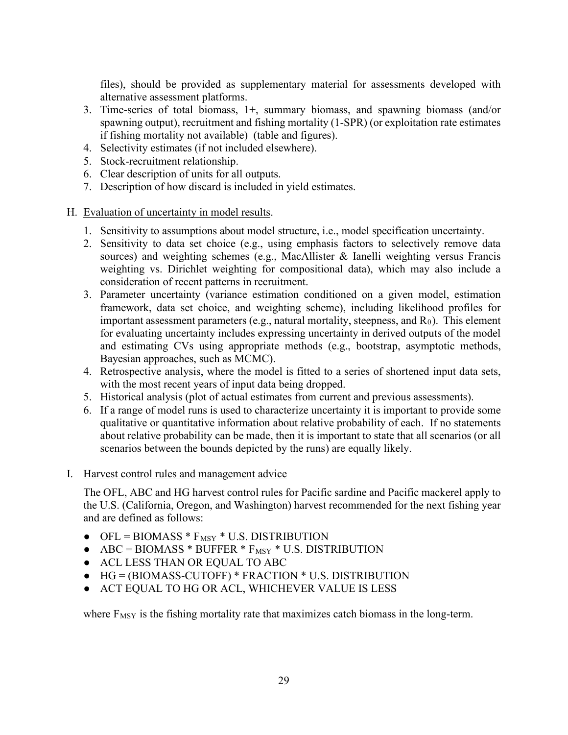files), should be provided as supplementary material for assessments developed with alternative assessment platforms.

3. Time-series of total biomass, 1+, summary biomass, and spawning biomass (and/or spawning output), recruitment and fishing mortality (1-SPR) (or exploitation rate estimates if fishing mortality not available) (table and figures).
4. Selectivity estimates (if not included elsewhere).
5. Stock-recruitment relationship.
6. Clear description of units for all outputs.
7. Description of how discard is included in yield estimates.

H. <u>Evaluation of uncertainty in model results</u>.

1. Sensitivity to assumptions about model structure, i.e., model specification uncertainty.
2. Sensitivity to data set choice (e.g., using emphasis factors to selectively remove data sources) and weighting schemes (e.g., MacAllister & Ianelli weighting versus Francis weighting vs. Dirichlet weighting for compositional data), which may also include a consideration of recent patterns in recruitment.
3. Parameter uncertainty (variance estimation conditioned on a given model, estimation framework, data set choice, and weighting scheme), including likelihood profiles for important assessment parameters (e.g., natural mortality, steepness, and $R_0$). This element for evaluating uncertainty includes expressing uncertainty in derived outputs of the model and estimating CVs using appropriate methods (e.g., bootstrap, asymptotic methods, Bayesian approaches, such as MCMC).
4. Retrospective analysis, where the model is fitted to a series of shortened input data sets, with the most recent years of input data being dropped.
5. Historical analysis (plot of actual estimates from current and previous assessments).
6. If a range of model runs is used to characterize uncertainty it is important to provide some qualitative or quantitative information about relative probability of each. If no statements about relative probability can be made, then it is important to state that all scenarios (or all scenarios between the bounds depicted by the runs) are equally likely.

I. <u>Harvest control rules and management advice</u>

The OFL, ABC and HG harvest control rules for Pacific sardine and Pacific mackerel apply to the U.S. (California, Oregon, and Washington) harvest recommended for the next fishing year and are defined as follows:

- OFL = BIOMASS * $F_{MSY}$ * U.S. DISTRIBUTION
- ABC = BIOMASS * BUFFER * $F_{MSY}$ * U.S. DISTRIBUTION
- ACL LESS THAN OR EQUAL TO ABC
- HG = (BIOMASS-CUTOFF) * FRACTION * U.S. DISTRIBUTION
- ACT EQUAL TO HG OR ACL, WHICHEVER VALUE IS LESS

where $F_{MSY}$ is the fishing mortality rate that maximizes catch biomass in the long-term.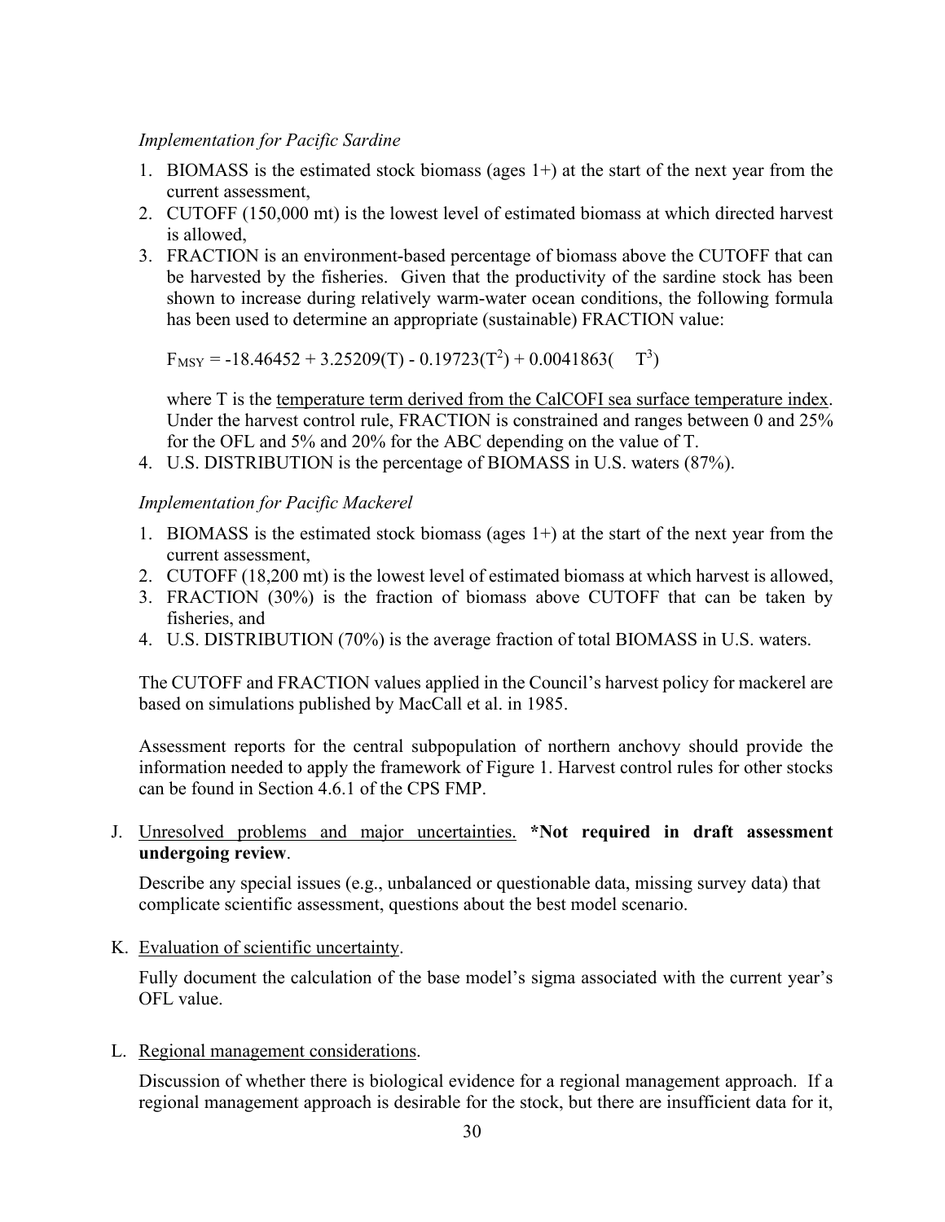*Implementation for Pacific Sardine*

1. BIOMASS is the estimated stock biomass (ages 1+) at the start of the next year from the current assessment,
2. CUTOFF (150,000 mt) is the lowest level of estimated biomass at which directed harvest is allowed,
3. FRACTION is an environment-based percentage of biomass above the CUTOFF that can be harvested by the fisheries. Given that the productivity of the sardine stock has been shown to increase during relatively warm-water ocean conditions, the following formula has been used to determine an appropriate (sustainable) FRACTION value:

   $F_{MSY} = -18.46452 + 3.25209(T) - 0.19723(T^2) + 0.0041863(T^3)$

   where T is the <u>temperature term derived from the CalCOFI sea surface temperature index</u>. Under the harvest control rule, FRACTION is constrained and ranges between 0 and 25% for the OFL and 5% and 20% for the ABC depending on the value of T.
4. U.S. DISTRIBUTION is the percentage of BIOMASS in U.S. waters (87%).

*Implementation for Pacific Mackerel*

1. BIOMASS is the estimated stock biomass (ages 1+) at the start of the next year from the current assessment,
2. CUTOFF (18,200 mt) is the lowest level of estimated biomass at which harvest is allowed,
3. FRACTION (30%) is the fraction of biomass above CUTOFF that can be taken by fisheries, and
4. U.S. DISTRIBUTION (70%) is the average fraction of total BIOMASS in U.S. waters.

The CUTOFF and FRACTION values applied in the Council's harvest policy for mackerel are based on simulations published by MacCall et al. in 1985.

Assessment reports for the central subpopulation of northern anchovy should provide the information needed to apply the framework of Figure 1. Harvest control rules for other stocks can be found in Section 4.6.1 of the CPS FMP.

J. <u>Unresolved problems and major uncertainties.</u> ***Not required in draft assessment undergoing review**.

   Describe any special issues (e.g., unbalanced or questionable data, missing survey data) that complicate scientific assessment, questions about the best model scenario.

K. <u>Evaluation of scientific uncertainty</u>.

   Fully document the calculation of the base model's sigma associated with the current year's OFL value.

L. <u>Regional management considerations</u>.

   Discussion of whether there is biological evidence for a regional management approach. If a regional management approach is desirable for the stock, but there are insufficient data for it,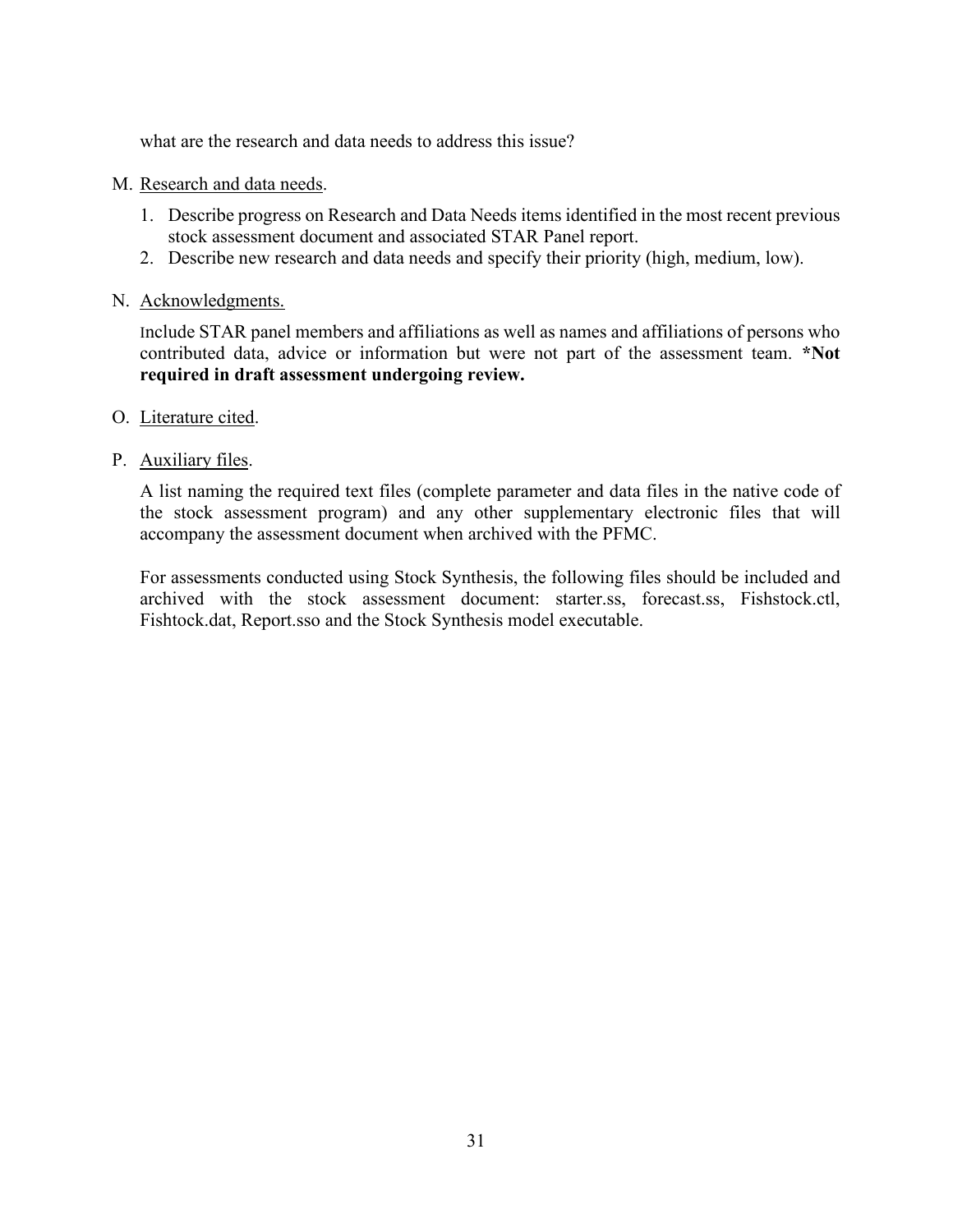what are the research and data needs to address this issue?

M. Research and data needs.

1. Describe progress on Research and Data Needs items identified in the most recent previous stock assessment document and associated STAR Panel report.
2. Describe new research and data needs and specify their priority (high, medium, low).

N. Acknowledgments.

Include STAR panel members and affiliations as well as names and affiliations of persons who contributed data, advice or information but were not part of the assessment team. **\*Not required in draft assessment undergoing review.**

O. Literature cited.

P. Auxiliary files.

A list naming the required text files (complete parameter and data files in the native code of the stock assessment program) and any other supplementary electronic files that will accompany the assessment document when archived with the PFMC.

For assessments conducted using Stock Synthesis, the following files should be included and archived with the stock assessment document: starter.ss, forecast.ss, Fishstock.ctl, Fishtock.dat, Report.sso and the Stock Synthesis model executable.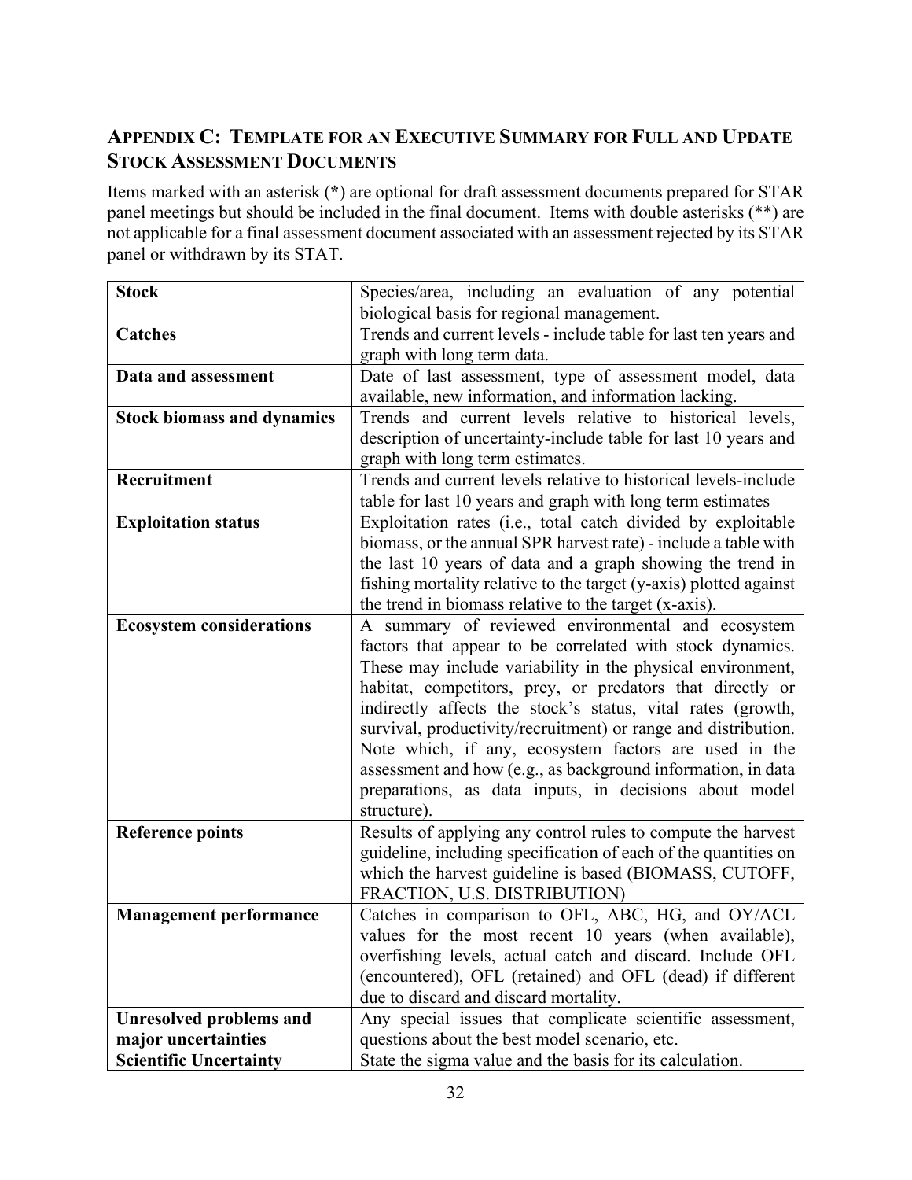## Appendix C: Template for an Executive Summary for Full and Update Stock Assessment Documents

Items marked with an asterisk (*) are optional for draft assessment documents prepared for STAR panel meetings but should be included in the final document. Items with double asterisks (**) are not applicable for a final assessment document associated with an assessment rejected by its STAR panel or withdrawn by its STAT.

| **Stock** | Species/area, including an evaluation of any potential biological basis for regional management. |
|---|---|
| **Catches** | Trends and current levels - include table for last ten years and graph with long term data. |
| **Data and assessment** | Date of last assessment, type of assessment model, data available, new information, and information lacking. |
| **Stock biomass and dynamics** | Trends and current levels relative to historical levels, description of uncertainty-include table for last 10 years and graph with long term estimates. |
| **Recruitment** | Trends and current levels relative to historical levels-include table for last 10 years and graph with long term estimates |
| **Exploitation status** | Exploitation rates (i.e., total catch divided by exploitable biomass, or the annual SPR harvest rate) - include a table with the last 10 years of data and a graph showing the trend in fishing mortality relative to the target (y-axis) plotted against the trend in biomass relative to the target (x-axis). |
| **Ecosystem considerations** | A summary of reviewed environmental and ecosystem factors that appear to be correlated with stock dynamics. These may include variability in the physical environment, habitat, competitors, prey, or predators that directly or indirectly affects the stock's status, vital rates (growth, survival, productivity/recruitment) or range and distribution. Note which, if any, ecosystem factors are used in the assessment and how (e.g., as background information, in data preparations, as data inputs, in decisions about model structure). |
| **Reference points** | Results of applying any control rules to compute the harvest guideline, including specification of each of the quantities on which the harvest guideline is based (BIOMASS, CUTOFF, FRACTION, U.S. DISTRIBUTION) |
| **Management performance** | Catches in comparison to OFL, ABC, HG, and OY/ACL values for the most recent 10 years (when available), overfishing levels, actual catch and discard. Include OFL (encountered), OFL (retained) and OFL (dead) if different due to discard and discard mortality. |
| **Unresolved problems and major uncertainties** | Any special issues that complicate scientific assessment, questions about the best model scenario, etc. |
| **Scientific Uncertainty** | State the sigma value and the basis for its calculation. |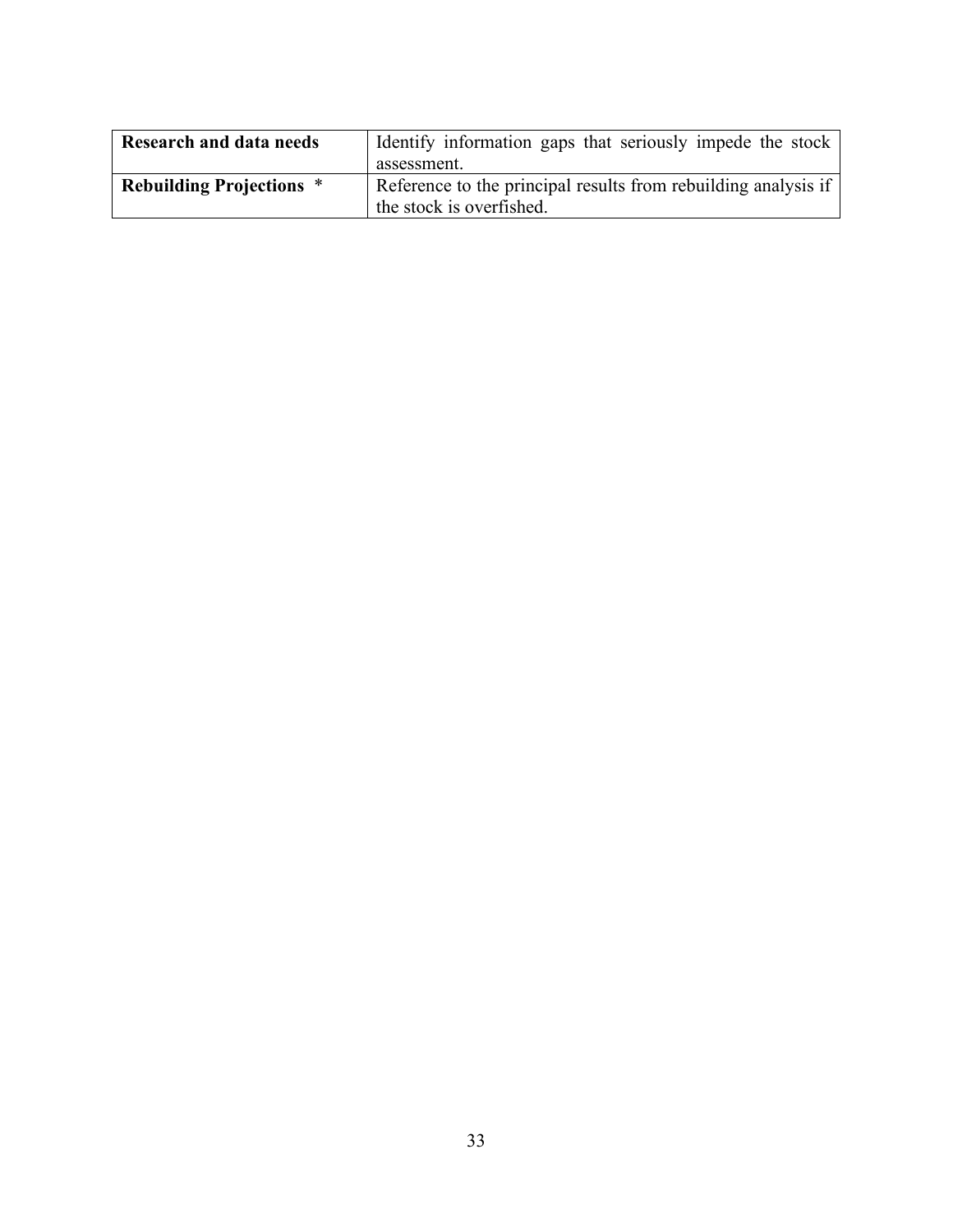| **Research and data needs** | Identify information gaps that seriously impede the stock assessment. |
|---|---|
| **Rebuilding Projections** * | Reference to the principal results from rebuilding analysis if the stock is overfished. |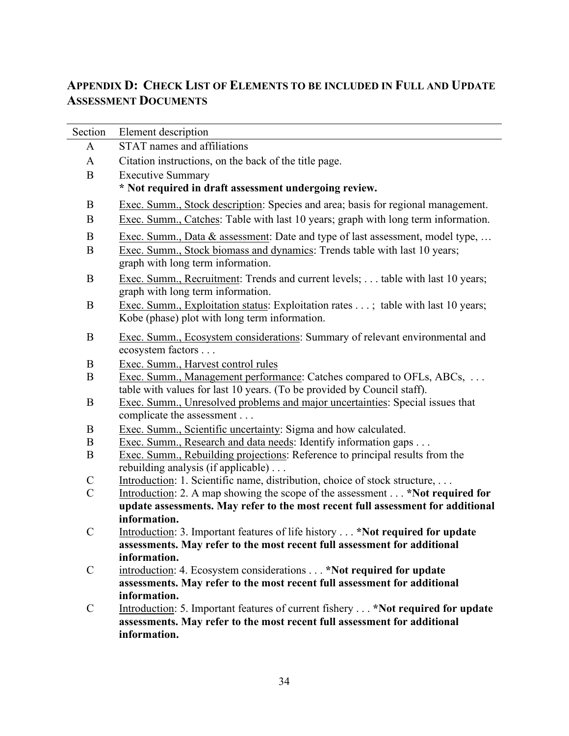## APPENDIX D: CHECK LIST OF ELEMENTS TO BE INCLUDED IN FULL AND UPDATE ASSESSMENT DOCUMENTS

| Section | Element description |
|---|---|
| A | STAT names and affiliations |
| A | Citation instructions, on the back of the title page. |
| B | Executive Summary<br>**\* Not required in draft assessment undergoing review.** |
| B | <u>Exec. Summ., Stock description</u>: Species and area; basis for regional management. |
| B | <u>Exec. Summ., Catches</u>: Table with last 10 years; graph with long term information. |
| B | <u>Exec. Summ., Data & assessment</u>: Date and type of last assessment, model type, … |
| B | <u>Exec. Summ., Stock biomass and dynamics</u>: Trends table with last 10 years; graph with long term information. |
| B | <u>Exec. Summ., Recruitment</u>: Trends and current levels; . . . table with last 10 years; graph with long term information. |
| B | <u>Exec. Summ., Exploitation status</u>: Exploitation rates . . . ; table with last 10 years; Kobe (phase) plot with long term information. |
| B | <u>Exec. Summ., Ecosystem considerations</u>: Summary of relevant environmental and ecosystem factors . . . |
| B | <u>Exec. Summ., Harvest control rules</u> |
| B | <u>Exec. Summ., Management performance</u>: Catches compared to OFLs, ABCs, . . . table with values for last 10 years. (To be provided by Council staff). |
| B | <u>Exec. Summ., Unresolved problems and major uncertainties</u>: Special issues that complicate the assessment . . . |
| B | <u>Exec. Summ., Scientific uncertainty</u>: Sigma and how calculated. |
| B | <u>Exec. Summ., Research and data needs</u>: Identify information gaps . . . |
| B | <u>Exec. Summ., Rebuilding projections</u>: Reference to principal results from the rebuilding analysis (if applicable) . . . |
| C | <u>Introduction</u>: 1. Scientific name, distribution, choice of stock structure, . . . |
| C | <u>Introduction</u>: 2. A map showing the scope of the assessment . . . **\*Not required for update assessments. May refer to the most recent full assessment for additional information.** |
| C | <u>Introduction</u>: 3. Important features of life history . . . **\*Not required for update assessments. May refer to the most recent full assessment for additional information.** |
| C | <u>introduction</u>: 4. Ecosystem considerations . . . **\*Not required for update assessments. May refer to the most recent full assessment for additional information.** |
| C | <u>Introduction</u>: 5. Important features of current fishery . . . **\*Not required for update assessments. May refer to the most recent full assessment for additional information.** |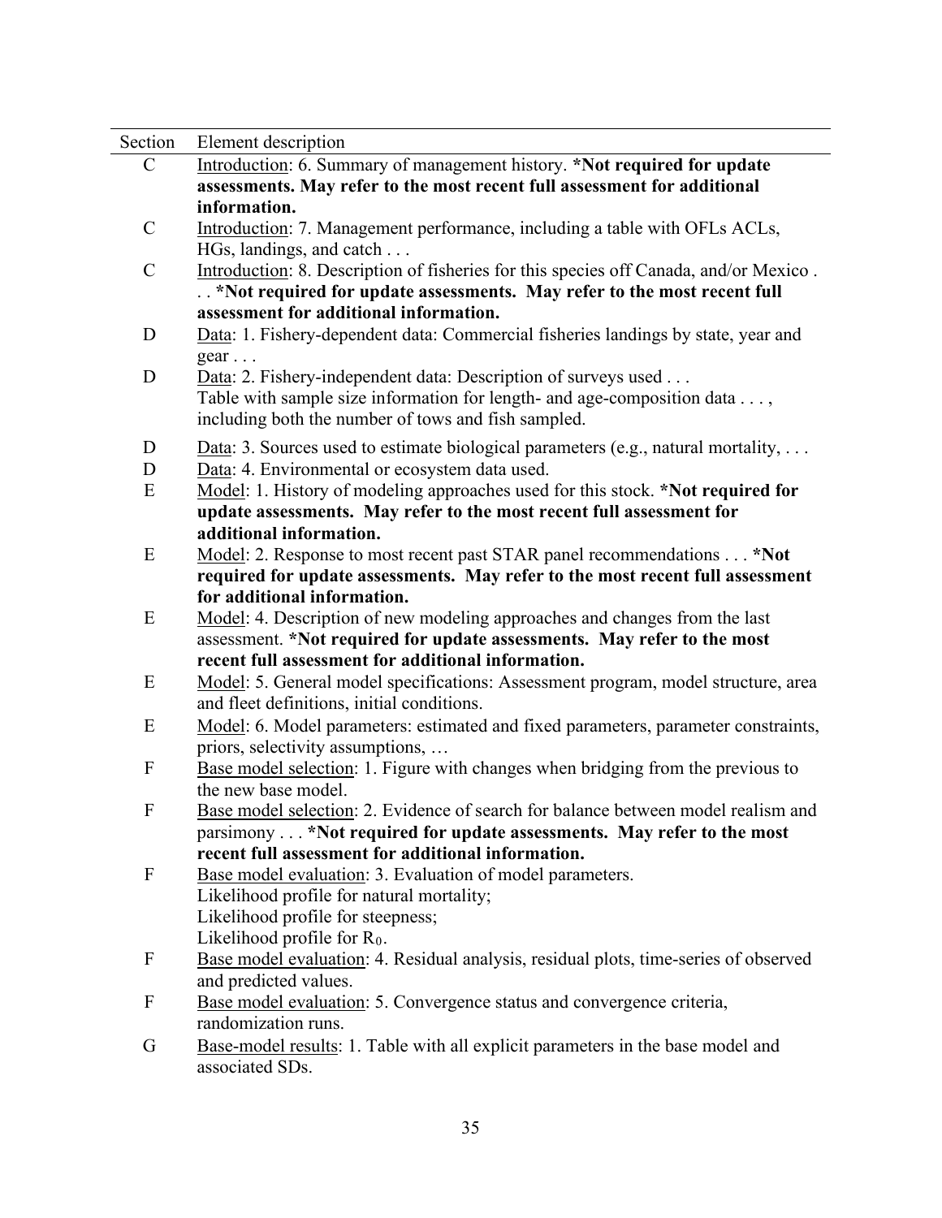| Section | Element description |
|---|---|
| C | Introduction: 6. Summary of management history. ***Not required for update assessments. May refer to the most recent full assessment for additional information.** |
| C | Introduction: 7. Management performance, including a table with OFLs ACLs, HGs, landings, and catch . . . |
| C | Introduction: 8. Description of fisheries for this species off Canada, and/or Mexico . . . ***Not required for update assessments. May refer to the most recent full assessment for additional information.** |
| D | Data: 1. Fishery-dependent data: Commercial fisheries landings by state, year and gear . . . |
| D | Data: 2. Fishery-independent data: Description of surveys used . . . Table with sample size information for length- and age-composition data . . . , including both the number of tows and fish sampled. |
| D | Data: 3. Sources used to estimate biological parameters (e.g., natural mortality, . . . |
| D | Data: 4. Environmental or ecosystem data used. |
| E | Model: 1. History of modeling approaches used for this stock. ***Not required for update assessments. May refer to the most recent full assessment for additional information.** |
| E | Model: 2. Response to most recent past STAR panel recommendations . . . ***Not required for update assessments. May refer to the most recent full assessment for additional information.** |
| E | Model: 4. Description of new modeling approaches and changes from the last assessment. ***Not required for update assessments. May refer to the most recent full assessment for additional information.** |
| E | Model: 5. General model specifications: Assessment program, model structure, area and fleet definitions, initial conditions. |
| E | Model: 6. Model parameters: estimated and fixed parameters, parameter constraints, priors, selectivity assumptions, … |
| F | Base model selection: 1. Figure with changes when bridging from the previous to the new base model. |
| F | Base model selection: 2. Evidence of search for balance between model realism and parsimony . . . ***Not required for update assessments. May refer to the most recent full assessment for additional information.** |
| F | Base model evaluation: 3. Evaluation of model parameters. Likelihood profile for natural mortality; Likelihood profile for steepness; Likelihood profile for $R_0$. |
| F | Base model evaluation: 4. Residual analysis, residual plots, time-series of observed and predicted values. |
| F | Base model evaluation: 5. Convergence status and convergence criteria, randomization runs. |
| G | Base-model results: 1. Table with all explicit parameters in the base model and associated SDs. |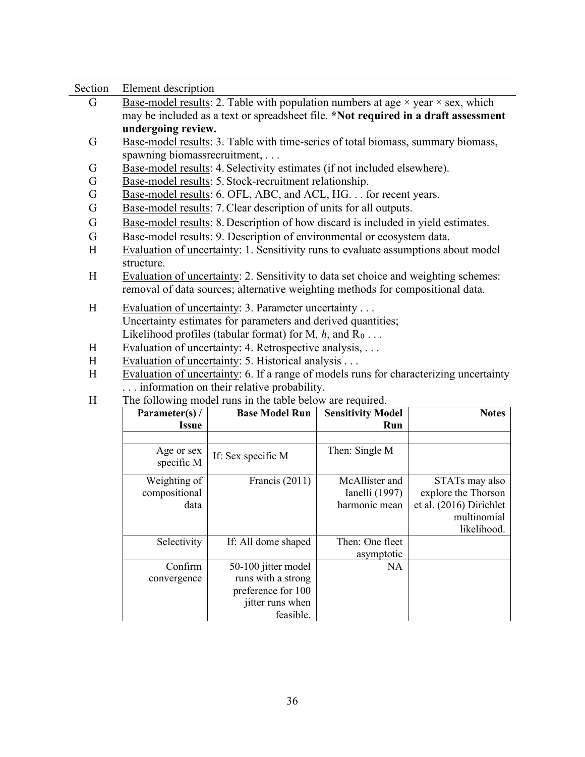| Section | Element description |
|---|---|
| G | Base-model results: 2. Table with population numbers at age × year × sex, which may be included as a text or spreadsheet file. **\*Not required in a draft assessment undergoing review.** |
| G | Base-model results: 3. Table with time-series of total biomass, summary biomass, spawning biomassrecruitment, . . . |
| G | Base-model results: 4. Selectivity estimates (if not included elsewhere). |
| G | Base-model results: 5. Stock-recruitment relationship. |
| G | Base-model results: 6. OFL, ABC, and ACL, HG. . . for recent years. |
| G | Base-model results: 7. Clear description of units for all outputs. |
| G | Base-model results: 8. Description of how discard is included in yield estimates. |
| G | Base-model results: 9. Description of environmental or ecosystem data. |
| H | Evaluation of uncertainty: 1. Sensitivity runs to evaluate assumptions about model structure. |
| H | Evaluation of uncertainty: 2. Sensitivity to data set choice and weighting schemes: removal of data sources; alternative weighting methods for compositional data. |
| H | Evaluation of uncertainty: 3. Parameter uncertainty . . . Uncertainty estimates for parameters and derived quantities; Likelihood profiles (tabular format) for M, *h*, and $R_0$ . . . |
| H | Evaluation of uncertainty: 4. Retrospective analysis, . . . |
| H | Evaluation of uncertainty: 5. Historical analysis . . . |
| H | Evaluation of uncertainty: 6. If a range of models runs for characterizing uncertainty . . . information on their relative probability. |
| H | The following model runs in the table below are required. |

| Parameter(s) / Issue | Base Model Run | Sensitivity Model Run | Notes |
|---|---|---|---|
| | | | |
| Age or sex specific M | If: Sex specific M | Then: Single M | |
| Weighting of compositional data | Francis (2011) | McAllister and Ianelli (1997) harmonic mean | STATs may also explore the Thorson et al. (2016) Dirichlet multinomial likelihood. |
| Selectivity | If: All dome shaped | Then: One fleet asymptotic | |
| Confirm convergence | 50-100 jitter model runs with a strong preference for 100 jitter runs when feasible. | NA | |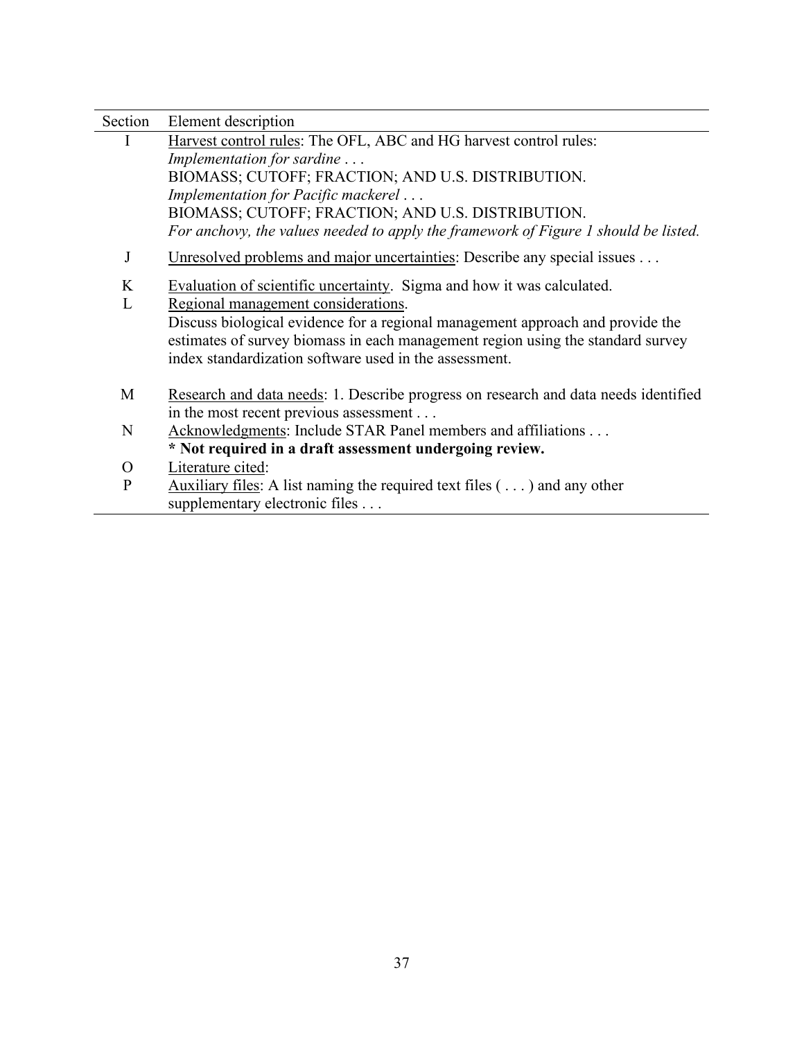| Section | Element description |
|---|---|
| I | <u>Harvest control rules</u>: The OFL, ABC and HG harvest control rules:<br>*Implementation for sardine . . .*<br>BIOMASS; CUTOFF; FRACTION; AND U.S. DISTRIBUTION.<br>*Implementation for Pacific mackerel . . .*<br>BIOMASS; CUTOFF; FRACTION; AND U.S. DISTRIBUTION.<br>*For anchovy, the values needed to apply the framework of Figure 1 should be listed.* |
| J | <u>Unresolved problems and major uncertainties</u>: Describe any special issues . . . |
| K | <u>Evaluation of scientific uncertainty</u>. Sigma and how it was calculated. |
| L | <u>Regional management considerations</u>.<br>Discuss biological evidence for a regional management approach and provide the estimates of survey biomass in each management region using the standard survey index standardization software used in the assessment. |
| M | <u>Research and data needs</u>: 1. Describe progress on research and data needs identified in the most recent previous assessment . . . |
| N | <u>Acknowledgments</u>: Include STAR Panel members and affiliations . . .<br>**\* Not required in a draft assessment undergoing review.** |
| O | <u>Literature cited</u>: |
| P | <u>Auxiliary files</u>: A list naming the required text files ( . . . ) and any other supplementary electronic files . . . |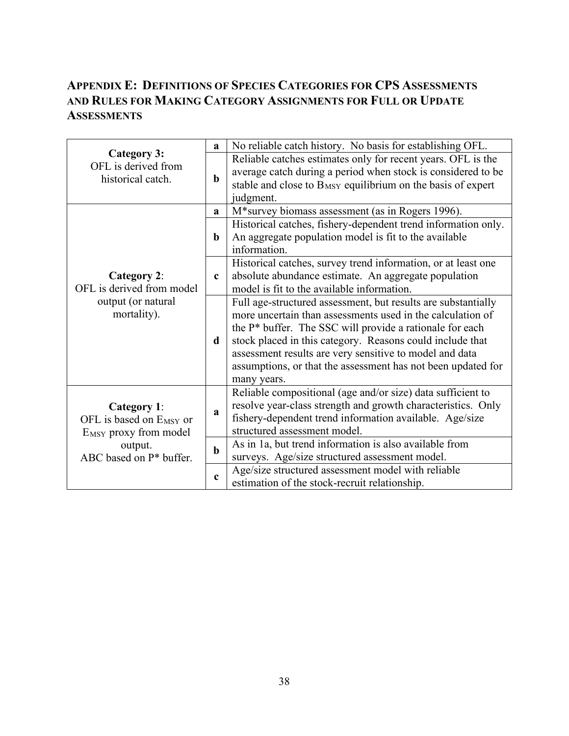## Appendix E: Definitions of Species Categories for CPS Assessments and Rules for Making Category Assignments for Full or Update Assessments

| Category | | Definition |
|---|---|---|
| **Category 3:** OFL is derived from historical catch. | **a** | No reliable catch history. No basis for establishing OFL. |
| | **b** | Reliable catches estimates only for recent years. OFL is the average catch during a period when stock is considered to be stable and close to $B_{MSY}$ equilibrium on the basis of expert judgment. |
| **Category 2**: OFL is derived from model output (or natural mortality). | **a** | M*survey biomass assessment (as in Rogers 1996). |
| | **b** | Historical catches, fishery-dependent trend information only. An aggregate population model is fit to the available information. |
| | **c** | Historical catches, survey trend information, or at least one absolute abundance estimate. An aggregate population model is fit to the available information. |
| | **d** | Full age-structured assessment, but results are substantially more uncertain than assessments used in the calculation of the P* buffer. The SSC will provide a rationale for each stock placed in this category. Reasons could include that assessment results are very sensitive to model and data assumptions, or that the assessment has not been updated for many years. |
| **Category 1**: OFL is based on $E_{MSY}$ or $E_{MSY}$ proxy from model output. ABC based on P* buffer. | **a** | Reliable compositional (age and/or size) data sufficient to resolve year-class strength and growth characteristics. Only fishery-dependent trend information available. Age/size structured assessment model. |
| | **b** | As in 1a, but trend information is also available from surveys. Age/size structured assessment model. |
| | **c** | Age/size structured assessment model with reliable estimation of the stock-recruit relationship. |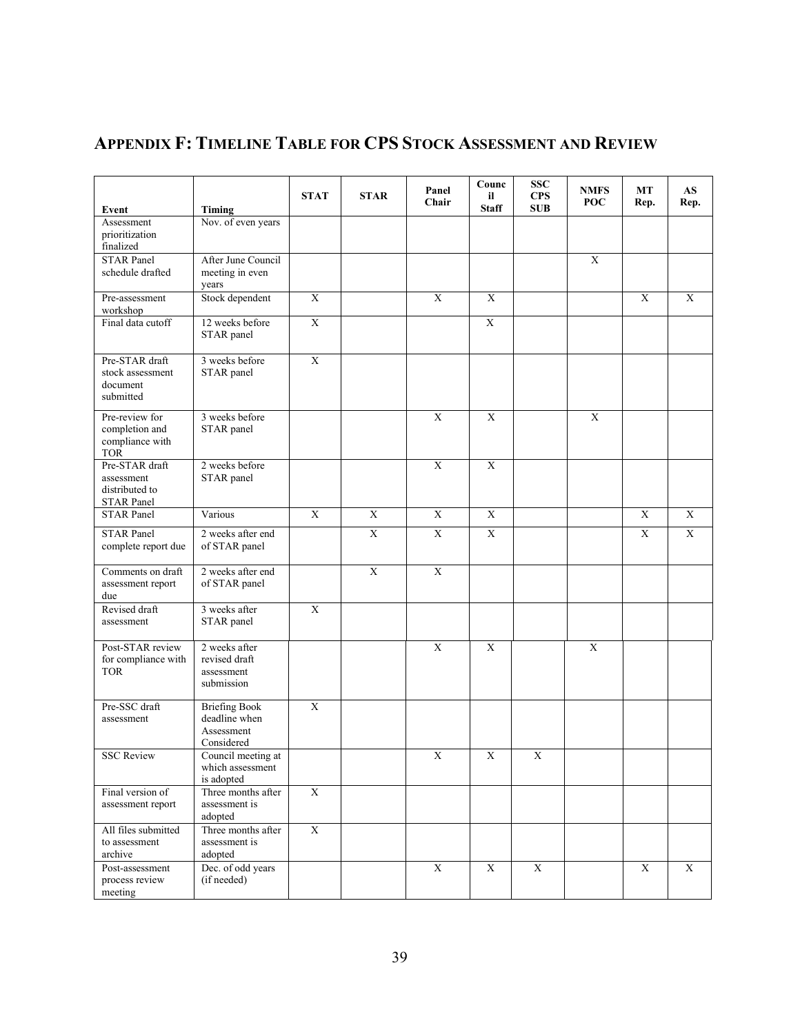## APPENDIX F: TIMELINE TABLE FOR CPS STOCK ASSESSMENT AND REVIEW

| Event | Timing | STAT | STAR | Panel Chair | Council Staff | SSC CPS SUB | NMFS POC | MT Rep. | AS Rep. |
|---|---|---|---|---|---|---|---|---|---|
| Assessment prioritization finalized | Nov. of even years | | | | | | | | |
| STAR Panel schedule drafted | After June Council meeting in even years | | | | | | X | | |
| Pre-assessment workshop | Stock dependent | X | | X | X | | | X | X |
| Final data cutoff | 12 weeks before STAR panel | X | | | X | | | | |
| Pre-STAR draft stock assessment document submitted | 3 weeks before STAR panel | X | | | | | | | |
| Pre-review for completion and compliance with TOR | 3 weeks before STAR panel | | | X | X | | X | | |
| Pre-STAR draft assessment distributed to STAR Panel | 2 weeks before STAR panel | | | X | X | | | | |
| STAR Panel | Various | X | X | X | X | | | X | X |
| STAR Panel complete report due | 2 weeks after end of STAR panel | | X | X | X | | | X | X |
| Comments on draft assessment report due | 2 weeks after end of STAR panel | | X | X | | | | | |
| Revised draft assessment | 3 weeks after STAR panel | X | | | | | | | |
| Post-STAR review for compliance with TOR | 2 weeks after revised draft assessment submission | | | X | X | | X | | |
| Pre-SSC draft assessment | Briefing Book deadline when Assessment Considered | X | | | | | | | |
| SSC Review | Council meeting at which assessment is adopted | | | X | X | X | | | |
| Final version of assessment report | Three months after assessment is adopted | X | | | | | | | |
| All files submitted to assessment archive | Three months after assessment is adopted | X | | | | | | | |
| Post-assessment process review meeting | Dec. of odd years (if needed) | | | X | X | X | | X | X |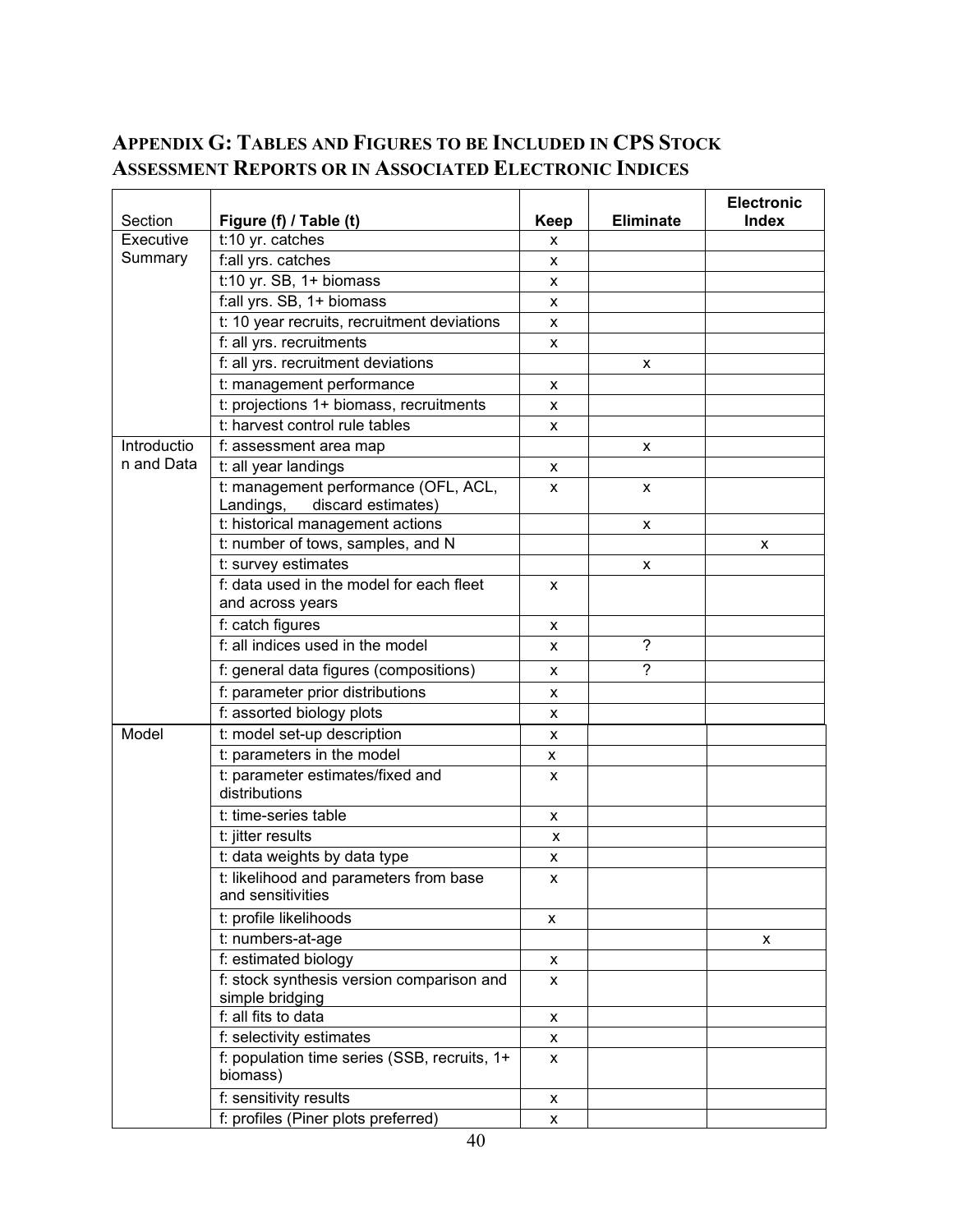## APPENDIX G: TABLES AND FIGURES TO BE INCLUDED IN CPS STOCK ASSESSMENT REPORTS OR IN ASSOCIATED ELECTRONIC INDICES

| Section | Figure (f) / Table (t) | Keep | Eliminate | Electronic Index |
|---|---|---|---|---|
| Executive Summary | t:10 yr. catches | x | | |
| | f:all yrs. catches | x | | |
| | t:10 yr. SB, 1+ biomass | x | | |
| | f:all yrs. SB, 1+ biomass | x | | |
| | t: 10 year recruits, recruitment deviations | x | | |
| | f: all yrs. recruitments | x | | |
| | f: all yrs. recruitment deviations | | x | |
| | t: management performance | x | | |
| | t: projections 1+ biomass, recruitments | x | | |
| | t: harvest control rule tables | x | | |
| Introduction and Data | f: assessment area map | | x | |
| | t: all year landings | x | | |
| | t: management performance (OFL, ACL, Landings, discard estimates) | x | x | |
| | t: historical management actions | | x | |
| | t: number of tows, samples, and N | | | x |
| | t: survey estimates | | x | |
| | f: data used in the model for each fleet and across years | x | | |
| | f: catch figures | x | | |
| | f: all indices used in the model | x | ? | |
| | f: general data figures (compositions) | x | ? | |
| | f: parameter prior distributions | x | | |
| | f: assorted biology plots | x | | |
| Model | t: model set-up description | x | | |
| | t: parameters in the model | x | | |
| | t: parameter estimates/fixed and distributions | x | | |
| | t: time-series table | x | | |
| | t: jitter results | x | | |
| | t: data weights by data type | x | | |
| | t: likelihood and parameters from base and sensitivities | x | | |
| | t: profile likelihoods | x | | |
| | t: numbers-at-age | | | x |
| | f: estimated biology | x | | |
| | f: stock synthesis version comparison and simple bridging | x | | |
| | f: all fits to data | x | | |
| | f: selectivity estimates | x | | |
| | f: population time series (SSB, recruits, 1+ biomass) | x | | |
| | f: sensitivity results | x | | |
| | f: profiles (Piner plots preferred) | x | | |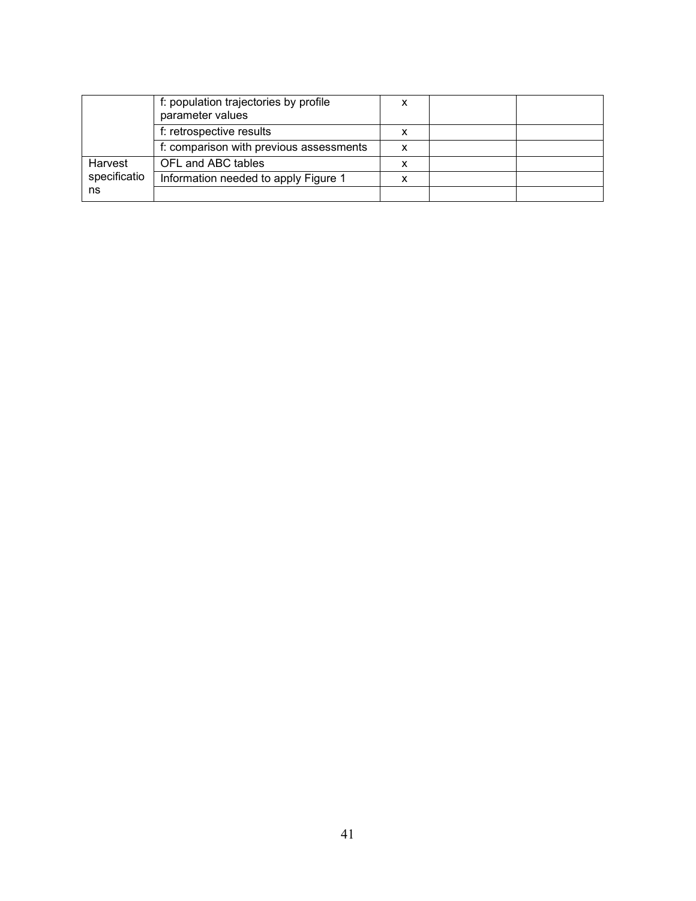| | | | | |
|---|---|---|---|---|
| | f: population trajectories by profile parameter values | x | | |
| | f: retrospective results | x | | |
| | f: comparison with previous assessments | x | | |
| Harvest specifications | OFL and ABC tables | x | | |
| | Information needed to apply Figure 1 | x | | |
| | | | | |